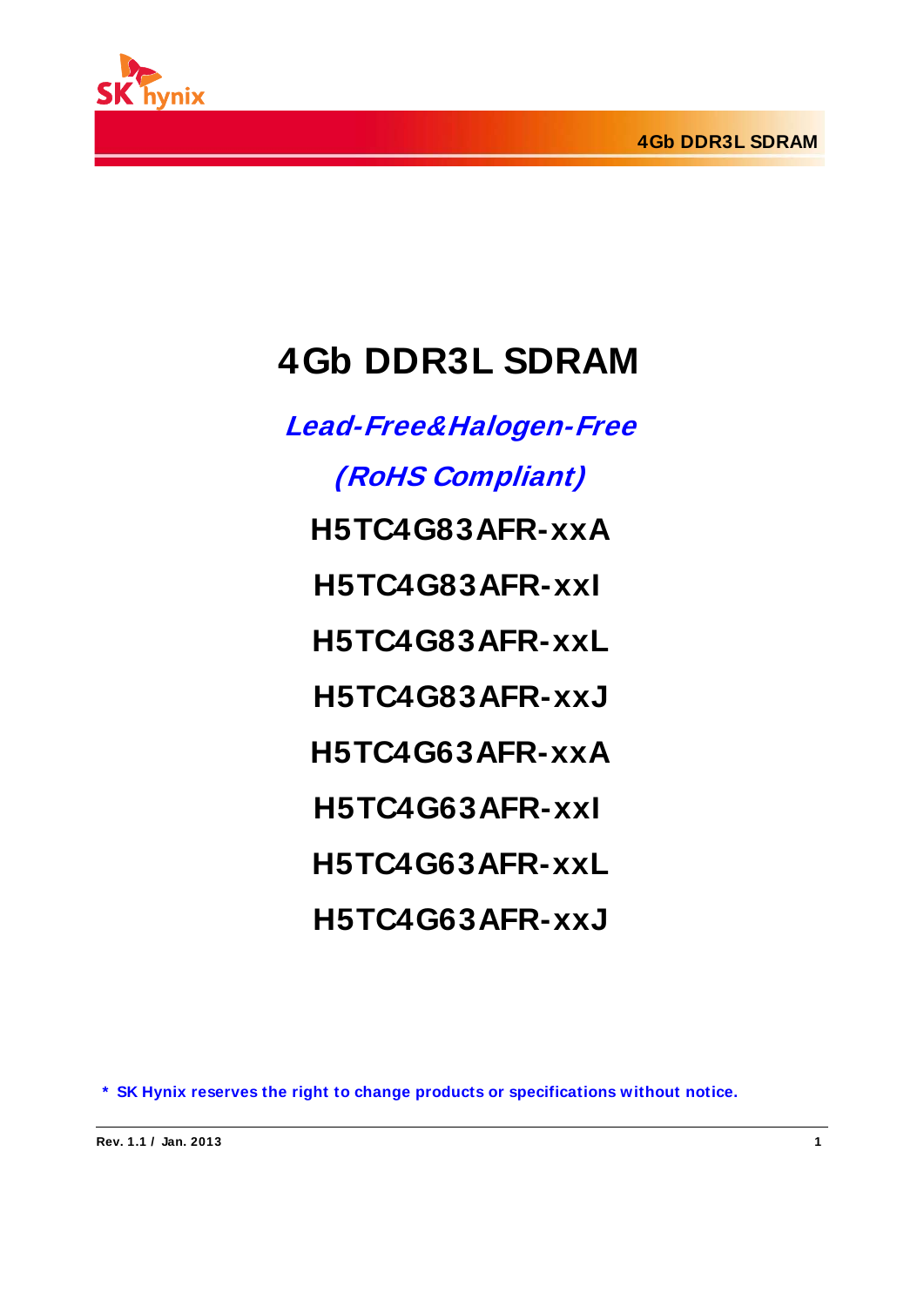# 4Gb DDR3L SDRAM

***Lead-Free&Halogen-Free***

***(RoHS Compliant)***

**H5TC4G83AFR-xxA**

**H5TC4G83AFR-xxI**

**H5TC4G83AFR-xxL**

**H5TC4G83AFR-xxJ**

**H5TC4G63AFR-xxA**

**H5TC4G63AFR-xxI**

**H5TC4G63AFR-xxL**

**H5TC4G63AFR-xxJ**

**\* SK Hynix reserves the right to change products or specifications without notice.**

Rev. 1.1 / Jan. 2013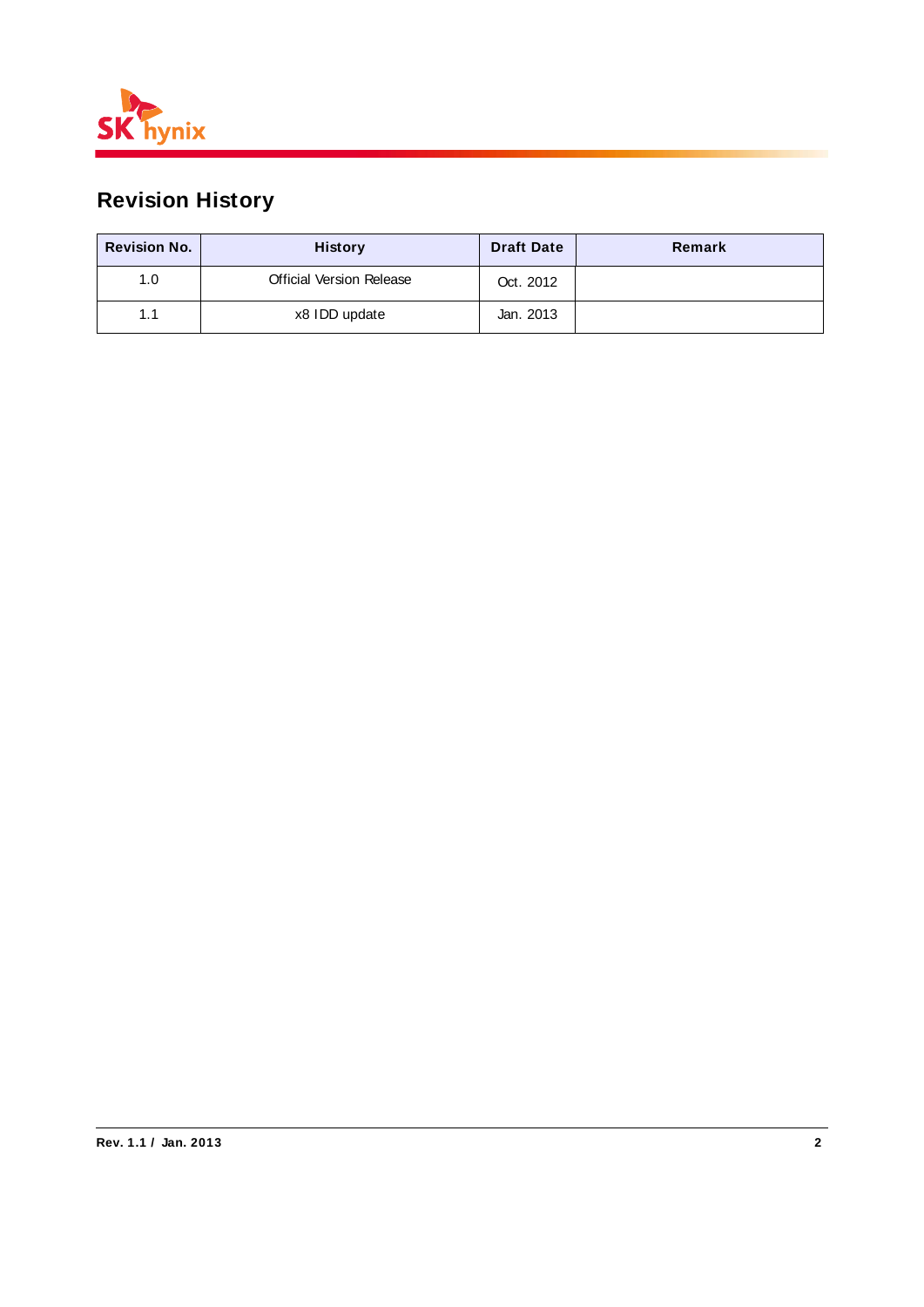## Revision History

| Revision No. | History | Draft Date | Remark |
|---|---|---|---|
| 1.0 | Official Version Release | Oct. 2012 | |
| 1.1 | x8 IDD update | Jan. 2013 | |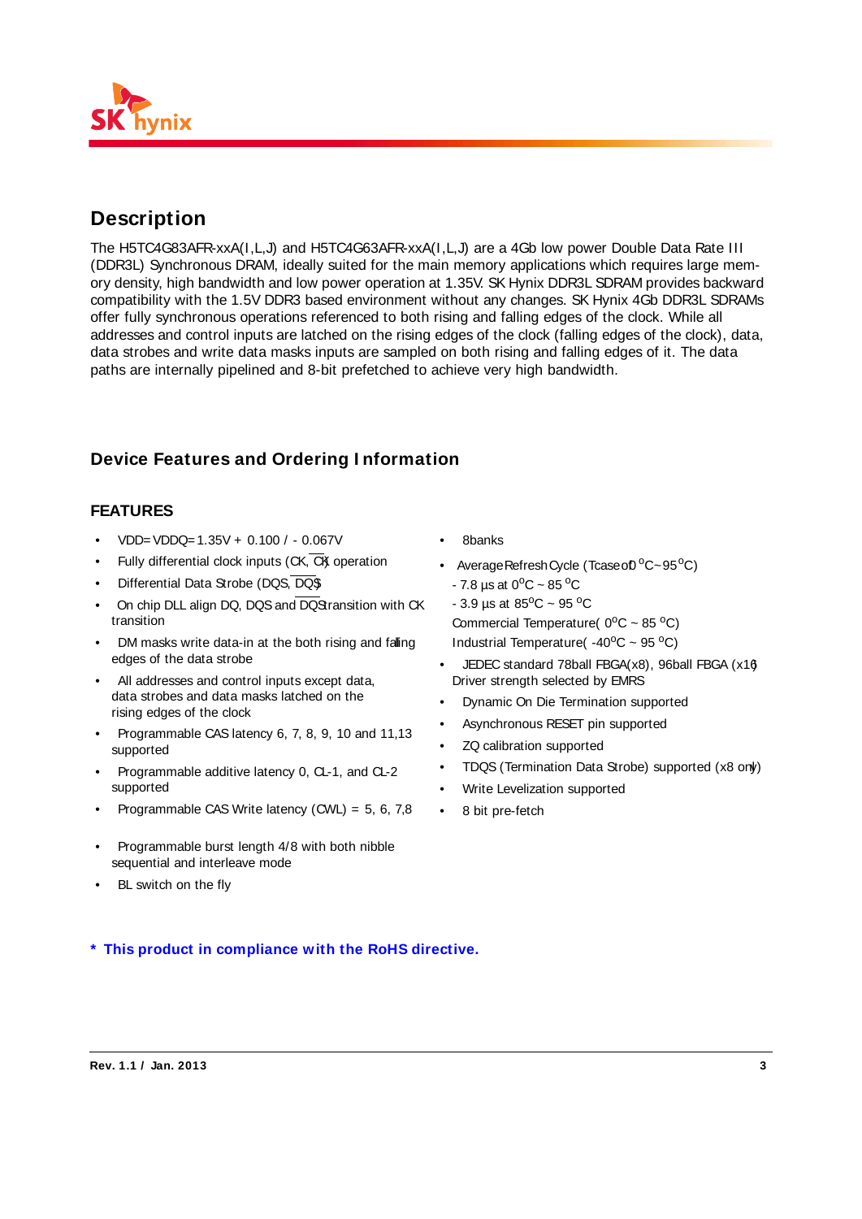## Description

The H5TC4G83AFR-xxA(I,L,J) and H5TC4G63AFR-xxA(I,L,J) are a 4Gb low power Double Data Rate III (DDR3L) Synchronous DRAM, ideally suited for the main memory applications which requires large memory density, high bandwidth and low power operation at 1.35V. SK Hynix DDR3L SDRAM provides backward compatibility with the 1.5V DDR3 based environment without any changes. SK Hynix 4Gb DDR3L SDRAMs offer fully synchronous operations referenced to both rising and falling edges of the clock. While all addresses and control inputs are latched on the rising edges of the clock (falling edges of the clock), data, data strobes and write data masks inputs are sampled on both rising and falling edges of it. The data paths are internally pipelined and 8-bit prefetched to achieve very high bandwidth.

## Device Features and Ordering Information

### FEATURES

- VDD=VDDQ=1.35V + 0.100 / - 0.067V
- Fully differential clock inputs (CK, $\overline{CK}$) operation
- Differential Data Strobe (DQS, $\overline{DQS}$)
- On chip DLL align DQ, DQS and $\overline{DQS}$ transition with CK transition
- DM masks write data-in at the both rising and falling edges of the data strobe
- All addresses and control inputs except data, data strobes and data masks latched on the rising edges of the clock
- Programmable CAS latency 6, 7, 8, 9, 10 and 11,13 supported
- Programmable additive latency 0, CL-1, and CL-2 supported
- Programmable CAS Write latency (CWL) = 5, 6, 7,8
- Programmable burst length 4/8 with both nibble sequential and interleave mode
- BL switch on the fly
- 8banks
- Average Refresh Cycle (Tcase of 0 $^{o}$C~95 $^{o}$C)
  - 7.8 µs at 0$^{o}$C ~ 85 $^{o}$C
  - 3.9 µs at 85$^{o}$C ~ 95 $^{o}$C

  Commercial Temperature( 0$^{o}$C ~ 85 $^{o}$C)
  Industrial Temperature( -40$^{o}$C ~ 95 $^{o}$C)
- JEDEC standard 78ball FBGA(x8), 96ball FBGA (x16) Driver strength selected by EMRS
- Dynamic On Die Termination supported
- Asynchronous RESET pin supported
- ZQ calibration supported
- TDQS (Termination Data Strobe) supported (x8 only)
- Write Levelization supported
- 8 bit pre-fetch

**\* This product in compliance with the RoHS directive.**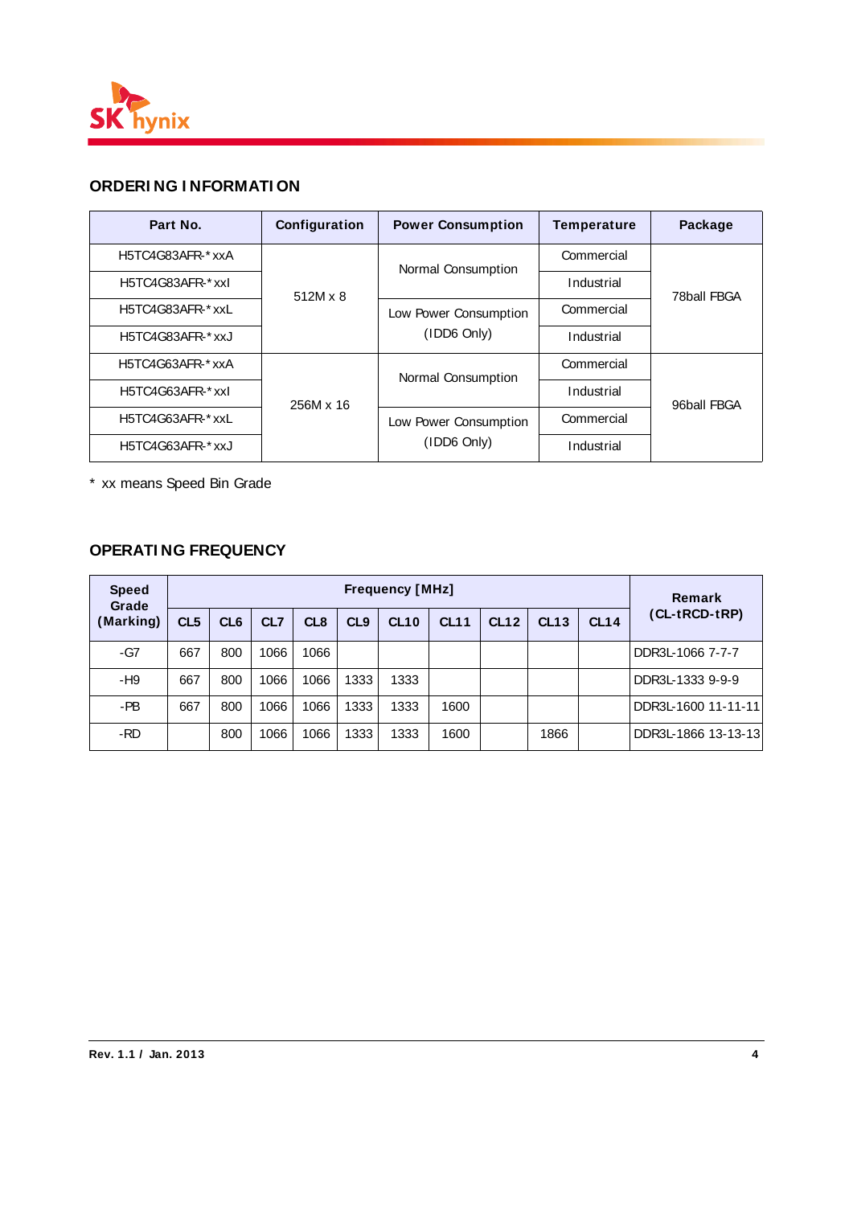## ORDERING INFORMATION

| Part No. | Configuration | Power Consumption | Temperature | Package |
|---|---|---|---|---|
| H5TC4G83AFR-*xxA | 512M x 8 | Normal Consumption | Commercial | 78ball FBGA |
| H5TC4G83AFR-*xxI | | | Industrial | |
| H5TC4G83AFR-*xxL | | Low Power Consumption (IDD6 Only) | Commercial | |
| H5TC4G83AFR-*xxJ | | | Industrial | |
| H5TC4G63AFR-*xxA | 256M x 16 | Normal Consumption | Commercial | 96ball FBGA |
| H5TC4G63AFR-*xxI | | | Industrial | |
| H5TC4G63AFR-*xxL | | Low Power Consumption (IDD6 Only) | Commercial | |
| H5TC4G63AFR-*xxJ | | | Industrial | |

* xx means Speed Bin Grade

## OPERATING FREQUENCY

| Speed Grade (Marking) | Frequency [MHz] | | | | | | | | | | Remark (CL-tRCD-tRP) |
|---|---|---|---|---|---|---|---|---|---|---|---|
| | CL5 | CL6 | CL7 | CL8 | CL9 | CL10 | CL11 | CL12 | CL13 | CL14 | |
| -G7 | 667 | 800 | 1066 | 1066 | | | | | | | DDR3L-1066 7-7-7 |
| -H9 | 667 | 800 | 1066 | 1066 | 1333 | 1333 | | | | | DDR3L-1333 9-9-9 |
| -PB | 667 | 800 | 1066 | 1066 | 1333 | 1333 | 1600 | | | | DDR3L-1600 11-11-11 |
| -RD | | 800 | 1066 | 1066 | 1333 | 1333 | 1600 | | 1866 | | DDR3L-1866 13-13-13 |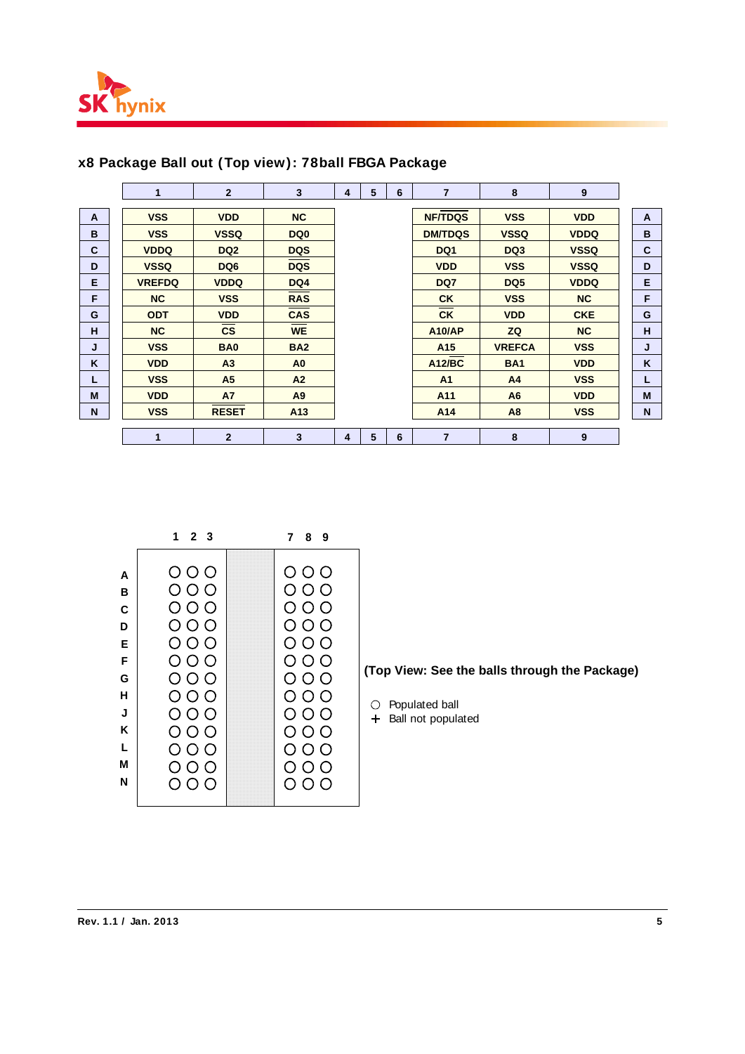## x8 Package Ball out (Top view): 78ball FBGA Package

| | 1 | 2 | 3 | 4 | 5 | 6 | 7 | 8 | 9 | |
|---|---|---|---|---|---|---|---|---|---|---|
| **A** | VSS | VDD | NC | | | | NF/$\overline{\text{TDQS}}$ | VSS | VDD | **A** |
| **B** | VSS | VSSQ | DQ0 | | | | DM/TDQS | VSSQ | VDDQ | **B** |
| **C** | VDDQ | DQ2 | DQS | | | | DQ1 | DQ3 | VSSQ | **C** |
| **D** | VSSQ | DQ6 | $\overline{\text{DQS}}$ | | | | VDD | VSS | VSSQ | **D** |
| **E** | VREFDQ | VDDQ | DQ4 | | | | DQ7 | DQ5 | VDDQ | **E** |
| **F** | NC | VSS | $\overline{\text{RAS}}$ | | | | CK | VSS | NC | **F** |
| **G** | ODT | VDD | $\overline{\text{CAS}}$ | | | | $\overline{\text{CK}}$ | VDD | CKE | **G** |
| **H** | NC | $\overline{\text{CS}}$ | $\overline{\text{WE}}$ | | | | A10/AP | ZQ | NC | **H** |
| **J** | VSS | BA0 | BA2 | | | | A15 | VREFCA | VSS | **J** |
| **K** | VDD | A3 | A0 | | | | A12/$\overline{\text{BC}}$ | BA1 | VDD | **K** |
| **L** | VSS | A5 | A2 | | | | A1 | A4 | VSS | **L** |
| **M** | VDD | A7 | A9 | | | | A11 | A6 | VDD | **M** |
| **N** | VSS | RESET | A13 | | | | A14 | A8 | VSS | **N** |
| | 1 | 2 | 3 | 4 | 5 | 6 | 7 | 8 | 9 | |

| | 1 | 2 | 3 | | 7 | 8 | 9 |
|---|---|---|---|---|---|---|---|
| A | ○ | ○ | ○ | | ○ | ○ | ○ |
| B | ○ | ○ | ○ | | ○ | ○ | ○ |
| C | ○ | ○ | ○ | | ○ | ○ | ○ |
| D | ○ | ○ | ○ | | ○ | ○ | ○ |
| E | ○ | ○ | ○ | | ○ | ○ | ○ |
| F | ○ | ○ | ○ | | ○ | ○ | ○ |
| G | ○ | ○ | ○ | | ○ | ○ | ○ |
| H | ○ | ○ | ○ | | ○ | ○ | ○ |
| J | ○ | ○ | ○ | | ○ | ○ | ○ |
| K | ○ | ○ | ○ | | ○ | ○ | ○ |
| L | ○ | ○ | ○ | | ○ | ○ | ○ |
| M | ○ | ○ | ○ | | ○ | ○ | ○ |
| N | ○ | ○ | ○ | | ○ | ○ | ○ |

**(Top View: See the balls through the Package)**

○ Populated ball
\+ Ball not populated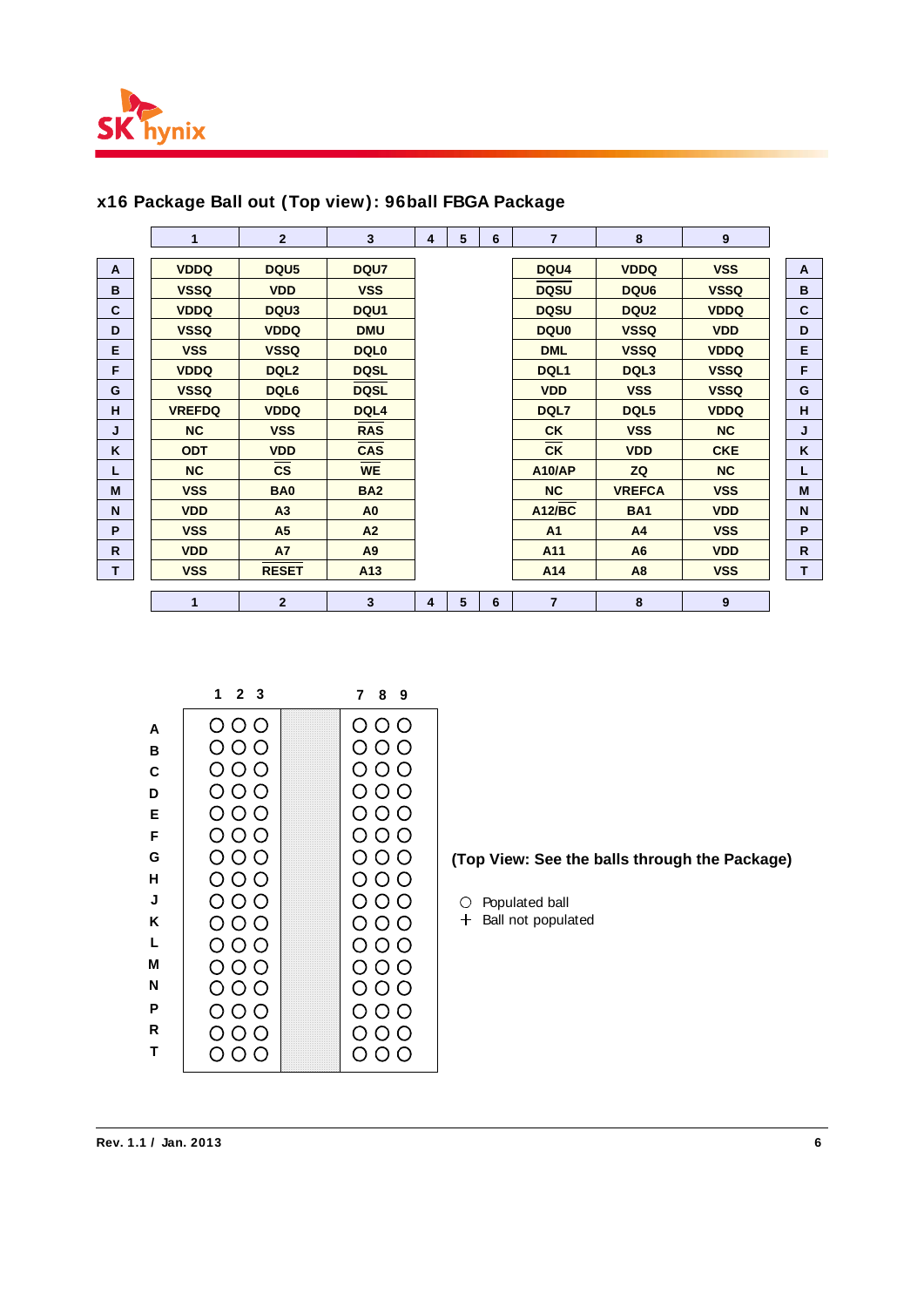## x16 Package Ball out (Top view): 96ball FBGA Package

| | 1 | 2 | 3 | 4 | 5 | 6 | 7 | 8 | 9 | |
|---|---|---|---|---|---|---|---|---|---|---|
| A | VDDQ | DQU5 | DQU7 | | | | DQU4 | VDDQ | VSS | A |
| B | VSSQ | VDD | VSS | | | | DQSU (overbar) | DQU6 | VSSQ | B |
| C | VDDQ | DQU3 | DQU1 | | | | DQSU | DQU2 | VDDQ | C |
| D | VSSQ | VDDQ | DMU | | | | DQU0 | VSSQ | VDD | D |
| E | VSS | VSSQ | DQL0 | | | | DML | VSSQ | VDDQ | E |
| F | VDDQ | DQL2 | DQSL | | | | DQL1 | DQL3 | VSSQ | F |
| G | VSSQ | DQL6 | DQSL (overbar) | | | | VDD | VSS | VSSQ | G |
| H | VREFDQ | VDDQ | DQL4 | | | | DQL7 | DQL5 | VDDQ | H |
| J | NC | VSS | RAS (overbar) | | | | CK | VSS | NC | J |
| K | ODT | VDD | CAS (overbar) | | | | CK (overbar) | VDD | CKE | K |
| L | NC | CS (overbar) | WE (overbar) | | | | A10/AP | ZQ | NC | L |
| M | VSS | BA0 | BA2 | | | | NC | VREFCA | VSS | M |
| N | VDD | A3 | A0 | | | | A12/BC (overbar) | BA1 | VDD | N |
| P | VSS | A5 | A2 | | | | A1 | A4 | VSS | P |
| R | VDD | A7 | A9 | | | | A11 | A6 | VDD | R |
| T | VSS | RESET (overbar) | A13 | | | | A14 | A8 | VSS | T |
| | 1 | 2 | 3 | 4 | 5 | 6 | 7 | 8 | 9 | |

| | 1 | 2 | 3 | | 7 | 8 | 9 |
|---|---|---|---|---|---|---|---|
| A | ○ | ○ | ○ | | ○ | ○ | ○ |
| B | ○ | ○ | ○ | | ○ | ○ | ○ |
| C | ○ | ○ | ○ | | ○ | ○ | ○ |
| D | ○ | ○ | ○ | | ○ | ○ | ○ |
| E | ○ | ○ | ○ | | ○ | ○ | ○ |
| F | ○ | ○ | ○ | | ○ | ○ | ○ |
| G | ○ | ○ | ○ | | ○ | ○ | ○ |
| H | ○ | ○ | ○ | | ○ | ○ | ○ |
| J | ○ | ○ | ○ | | ○ | ○ | ○ |
| K | ○ | ○ | ○ | | ○ | ○ | ○ |
| L | ○ | ○ | ○ | | ○ | ○ | ○ |
| M | ○ | ○ | ○ | | ○ | ○ | ○ |
| N | ○ | ○ | ○ | | ○ | ○ | ○ |
| P | ○ | ○ | ○ | | ○ | ○ | ○ |
| R | ○ | ○ | ○ | | ○ | ○ | ○ |
| T | ○ | ○ | ○ | | ○ | ○ | ○ |

**(Top View: See the balls through the Package)**

○ Populated ball
+ Ball not populated

Rev. 1.1 / Jan. 2013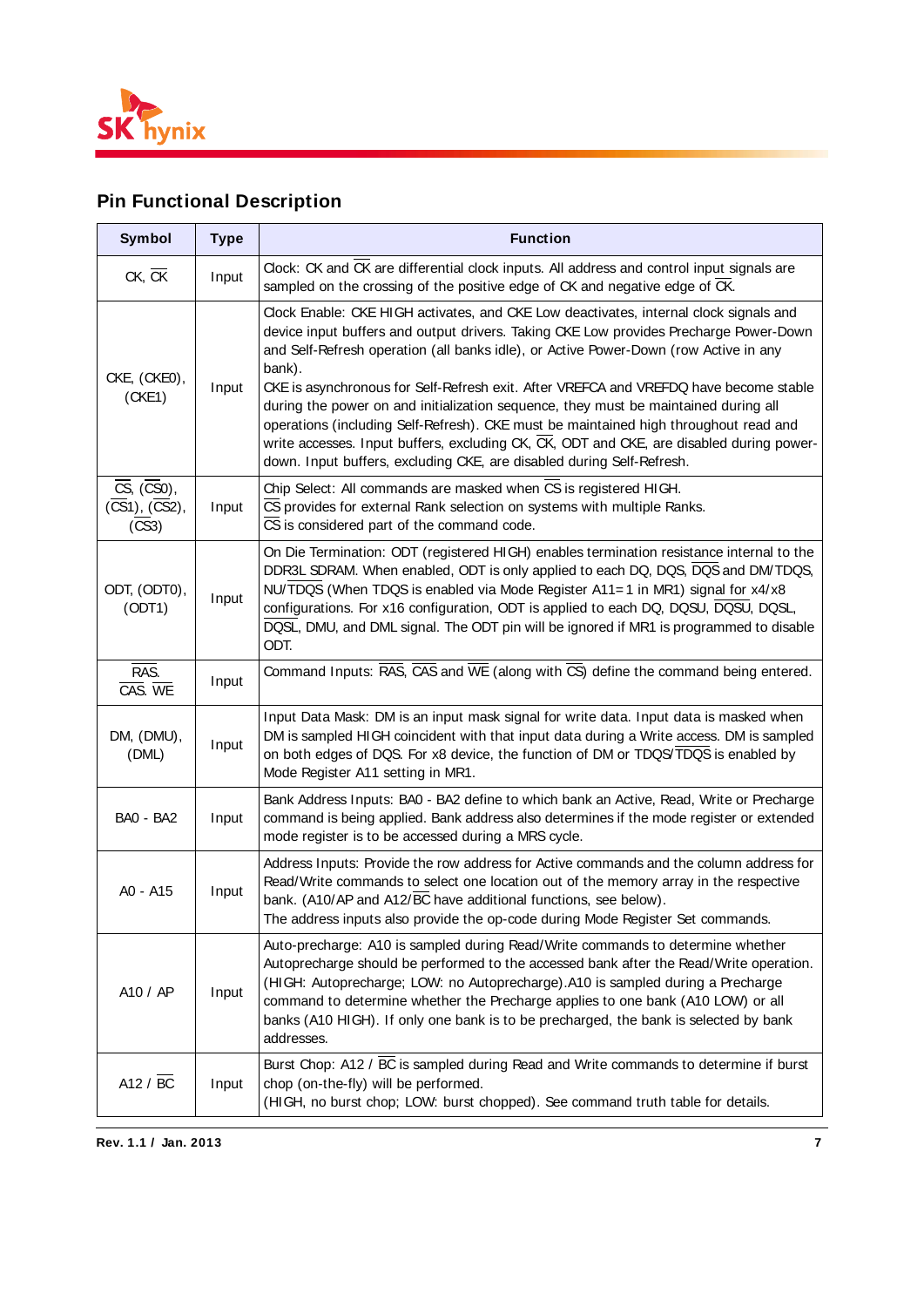## Pin Functional Description

| Symbol | Type | Function |
|---|---|---|
| CK, $\overline{CK}$ | Input | Clock: CK and $\overline{CK}$ are differential clock inputs. All address and control input signals are sampled on the crossing of the positive edge of CK and negative edge of $\overline{CK}$. |
| CKE, (CKE0), (CKE1) | Input | Clock Enable: CKE HIGH activates, and CKE Low deactivates, internal clock signals and device input buffers and output drivers. Taking CKE Low provides Precharge Power-Down and Self-Refresh operation (all banks idle), or Active Power-Down (row Active in any bank).<br>CKE is asynchronous for Self-Refresh exit. After VREFCA and VREFDQ have become stable during the power on and initialization sequence, they must be maintained during all operations (including Self-Refresh). CKE must be maintained high throughout read and write accesses. Input buffers, excluding CK, $\overline{CK}$, ODT and CKE, are disabled during power-down. Input buffers, excluding CKE, are disabled during Self-Refresh. |
| $\overline{CS}$, ($\overline{CS0}$), ($\overline{CS1}$), ($\overline{CS2}$), ($\overline{CS3}$) | Input | Chip Select: All commands are masked when $\overline{CS}$ is registered HIGH.<br>$\overline{CS}$ provides for external Rank selection on systems with multiple Ranks.<br>$\overline{CS}$ is considered part of the command code. |
| ODT, (ODT0), (ODT1) | Input | On Die Termination: ODT (registered HIGH) enables termination resistance internal to the DDR3L SDRAM. When enabled, ODT is only applied to each DQ, DQS, $\overline{DQS}$ and DM/TDQS, NU/$\overline{TDQS}$ (When TDQS is enabled via Mode Register A11=1 in MR1) signal for x4/x8 configurations. For x16 configuration, ODT is applied to each DQ, DQSU, $\overline{DQSU}$, DQSL, $\overline{DQSL}$, DMU, and DML signal. The ODT pin will be ignored if MR1 is programmed to disable ODT. |
| $\overline{RAS}$. $\overline{CAS}$. $\overline{WE}$ | Input | Command Inputs: $\overline{RAS}$, $\overline{CAS}$ and $\overline{WE}$ (along with $\overline{CS}$) define the command being entered. |
| DM, (DMU), (DML) | Input | Input Data Mask: DM is an input mask signal for write data. Input data is masked when DM is sampled HIGH coincident with that input data during a Write access. DM is sampled on both edges of DQS. For x8 device, the function of DM or TDQS/$\overline{TDQS}$ is enabled by Mode Register A11 setting in MR1. |
| BA0 - BA2 | Input | Bank Address Inputs: BA0 - BA2 define to which bank an Active, Read, Write or Precharge command is being applied. Bank address also determines if the mode register or extended mode register is to be accessed during a MRS cycle. |
| A0 - A15 | Input | Address Inputs: Provide the row address for Active commands and the column address for Read/Write commands to select one location out of the memory array in the respective bank. (A10/AP and A12/$\overline{BC}$ have additional functions, see below).<br>The address inputs also provide the op-code during Mode Register Set commands. |
| A10 / AP | Input | Auto-precharge: A10 is sampled during Read/Write commands to determine whether Autoprecharge should be performed to the accessed bank after the Read/Write operation. (HIGH: Autoprecharge; LOW: no Autoprecharge).A10 is sampled during a Precharge command to determine whether the Precharge applies to one bank (A10 LOW) or all banks (A10 HIGH). If only one bank is to be precharged, the bank is selected by bank addresses. |
| A12 / $\overline{BC}$ | Input | Burst Chop: A12 / $\overline{BC}$ is sampled during Read and Write commands to determine if burst chop (on-the-fly) will be performed.<br>(HIGH, no burst chop; LOW: burst chopped). See command truth table for details. |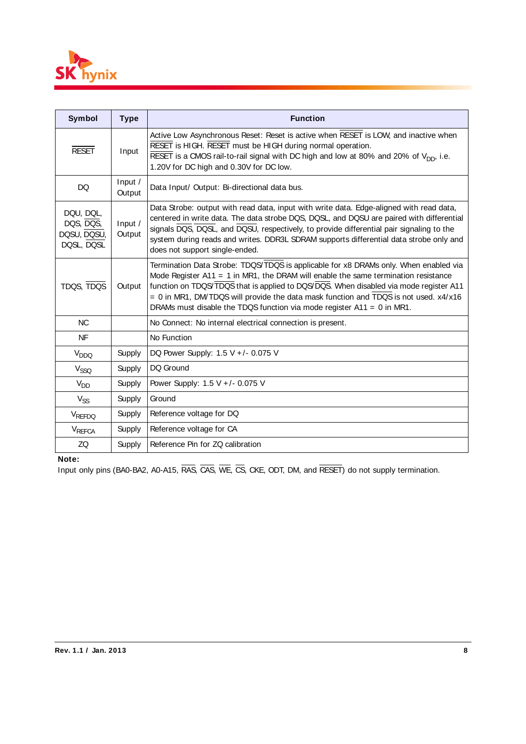| Symbol | Type | Function |
|---|---|---|
| $\overline{RESET}$ | Input | Active Low Asynchronous Reset: Reset is active when $\overline{RESET}$ is LOW, and inactive when $\overline{RESET}$ is HIGH. $\overline{RESET}$ must be HIGH during normal operation. $\overline{RESET}$ is a CMOS rail-to-rail signal with DC high and low at 80% and 20% of $V_{DD}$, i.e. 1.20V for DC high and 0.30V for DC low. |
| DQ | Input / Output | Data Input/ Output: Bi-directional data bus. |
| DQU, $\overline{DQL}$, DQS, $\overline{DQS}$, DQSU, $\overline{DQSU}$, DQSL, $\overline{DQSL}$ | Input / Output | Data Strobe: output with read data, input with write data. Edge-aligned with read data, centered in write data. The data strobe DQS, DQSL, and DQSU are paired with differential signals $\overline{DQS}$, $\overline{DQSL}$, and $\overline{DQSU}$, respectively, to provide differential pair signaling to the system during reads and writes. DDR3L SDRAM supports differential data strobe only and does not support single-ended. |
| TDQS, $\overline{TDQS}$ | Output | Termination Data Strobe: TDQS/$\overline{TDQS}$ is applicable for x8 DRAMs only. When enabled via Mode Register A11 = 1 in MR1, the DRAM will enable the same termination resistance function on TDQS/$\overline{TDQS}$ that is applied to DQS/$\overline{DQS}$. When disabled via mode register A11 = 0 in MR1, DM/TDQS will provide the data mask function and $\overline{TDQS}$ is not used. x4/x16 DRAMs must disable the TDQS function via mode register A11 = 0 in MR1. |
| NC | | No Connect: No internal electrical connection is present. |
| NF | | No Function |
| $V_{DDQ}$ | Supply | DQ Power Supply: 1.5 V +/- 0.075 V |
| $V_{SSQ}$ | Supply | DQ Ground |
| $V_{DD}$ | Supply | Power Supply: 1.5 V +/- 0.075 V |
| $V_{SS}$ | Supply | Ground |
| $V_{REFDQ}$ | Supply | Reference voltage for DQ |
| $V_{REFCA}$ | Supply | Reference voltage for CA |
| ZQ | Supply | Reference Pin for ZQ calibration |

**Note:**
Input only pins (BA0-BA2, A0-A15, $\overline{RAS}$, $\overline{CAS}$, $\overline{WE}$, $\overline{CS}$, CKE, ODT, DM, and $\overline{RESET}$) do not supply termination.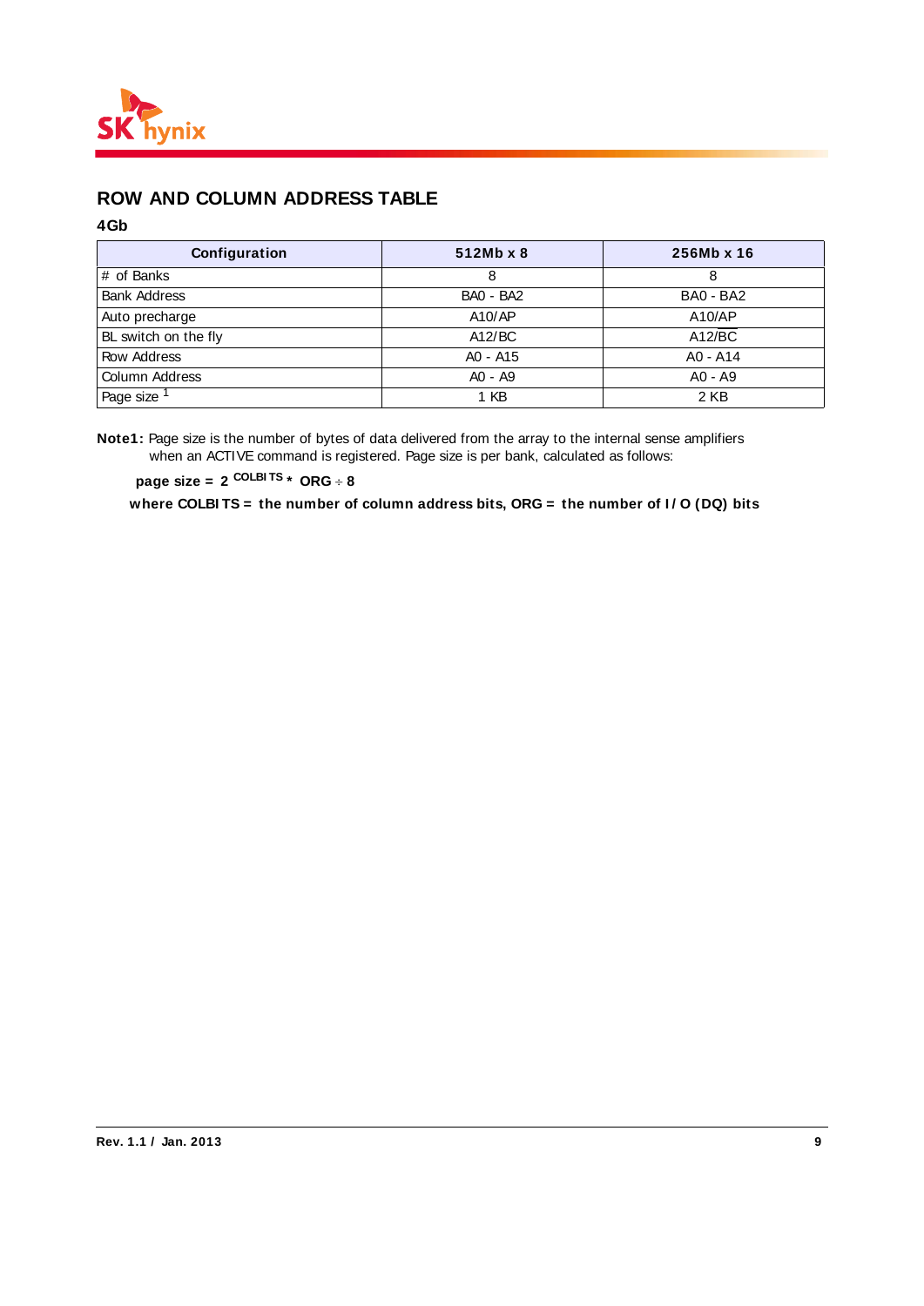## ROW AND COLUMN ADDRESS TABLE

**4Gb**

| Configuration | 512Mb x 8 | 256Mb x 16 |
|---|---|---|
| # of Banks | 8 | 8 |
| Bank Address | BA0 - BA2 | BA0 - BA2 |
| Auto precharge | A10/AP | A10/AP |
| BL switch on the fly | A12/BC | A12/BC |
| Row Address | A0 - A15 | A0 - A14 |
| Column Address | A0 - A9 | A0 - A9 |
| Page size [1] | 1 KB | 2 KB |

**Note1:** Page size is the number of bytes of data delivered from the array to the internal sense amplifiers when an ACTIVE command is registered. Page size is per bank, calculated as follows:

**page size = $2^{COLBITS}$ * ORG ÷ 8**

**where COLBITS = the number of column address bits, ORG = the number of I/O (DQ) bits**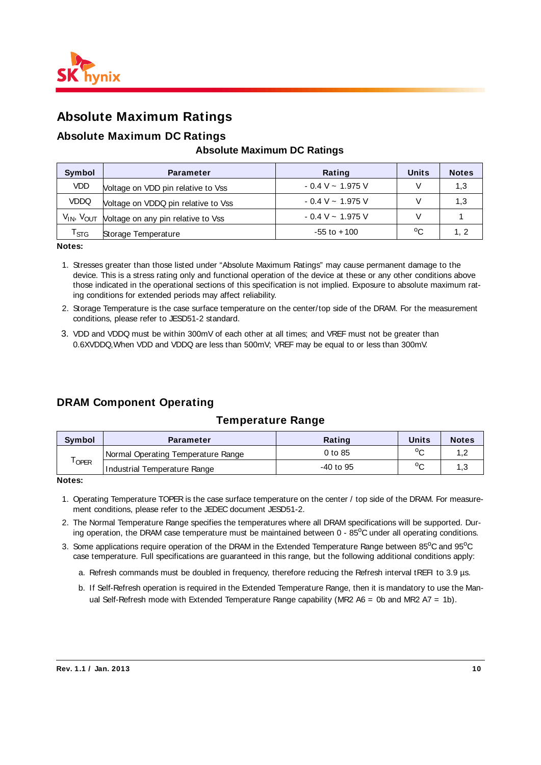# Absolute Maximum Ratings

## Absolute Maximum DC Ratings

**Absolute Maximum DC Ratings**

| Symbol | Parameter | Rating | Units | Notes |
|---|---|---|---|---|
| VDD | Voltage on VDD pin relative to Vss | - 0.4 V ~ 1.975 V | V | 1,3 |
| VDDQ | Voltage on VDDQ pin relative to Vss | - 0.4 V ~ 1.975 V | V | 1,3 |
| $V_{IN}$, $V_{OUT}$ | Voltage on any pin relative to Vss | - 0.4 V ~ 1.975 V | V | 1 |
| $T_{STG}$ | Storage Temperature | -55 to +100 | $^{o}C$ | 1, 2 |

**Notes:**

1. Stresses greater than those listed under "Absolute Maximum Ratings" may cause permanent damage to the device. This is a stress rating only and functional operation of the device at these or any other conditions above those indicated in the operational sections of this specification is not implied. Exposure to absolute maximum rating conditions for extended periods may affect reliability.
2. Storage Temperature is the case surface temperature on the center/top side of the DRAM. For the measurement conditions, please refer to JESD51-2 standard.
3. VDD and VDDQ must be within 300mV of each other at all times; and VREF must not be greater than 0.6XVDDQ,When VDD and VDDQ are less than 500mV; VREF may be equal to or less than 300mV.

## DRAM Component Operating

**Temperature Range**

| Symbol | Parameter | Rating | Units | Notes |
|---|---|---|---|---|
| $T_{OPER}$ | Normal Operating Temperature Range | 0 to 85 | $^{o}C$ | 1,2 |
| | Industrial Temperature Range | -40 to 95 | $^{o}C$ | 1,3 |

**Notes:**

1. Operating Temperature TOPER is the case surface temperature on the center / top side of the DRAM. For measurement conditions, please refer to the JEDEC document JESD51-2.
2. The Normal Temperature Range specifies the temperatures where all DRAM specifications will be supported. During operation, the DRAM case temperature must be maintained between 0 - 85$^{o}$C under all operating conditions.
3. Some applications require operation of the DRAM in the Extended Temperature Range between 85$^{o}$C and 95$^{o}$C case temperature. Full specifications are guaranteed in this range, but the following additional conditions apply:
   a. Refresh commands must be doubled in frequency, therefore reducing the Refresh interval tREFI to 3.9 µs.
   b. If Self-Refresh operation is required in the Extended Temperature Range, then it is mandatory to use the Manual Self-Refresh mode with Extended Temperature Range capability (MR2 A6 = 0b and MR2 A7 = 1b).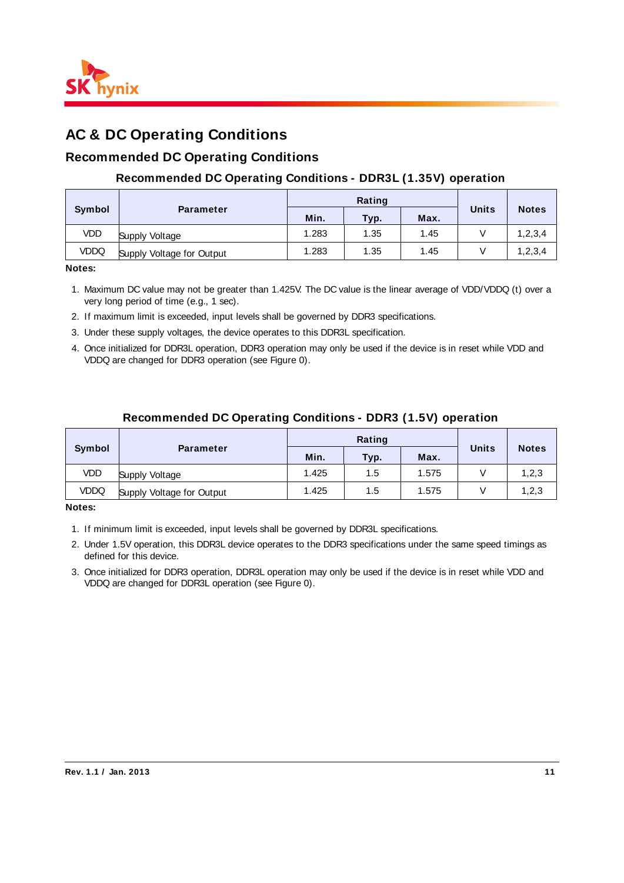# AC & DC Operating Conditions

## Recommended DC Operating Conditions

### Recommended DC Operating Conditions - DDR3L (1.35V) operation

| Symbol | Parameter | Rating | | | Units | Notes |
|---|---|---|---|---|---|---|
| | | Min. | Typ. | Max. | | |
| VDD | Supply Voltage | 1.283 | 1.35 | 1.45 | V | 1,2,3,4 |
| VDDQ | Supply Voltage for Output | 1.283 | 1.35 | 1.45 | V | 1,2,3,4 |

**Notes:**

1. Maximum DC value may not be greater than 1.425V. The DC value is the linear average of VDD/VDDQ (t) over a very long period of time (e.g., 1 sec).
2. If maximum limit is exceeded, input levels shall be governed by DDR3 specifications.
3. Under these supply voltages, the device operates to this DDR3L specification.
4. Once initialized for DDR3L operation, DDR3 operation may only be used if the device is in reset while VDD and VDDQ are changed for DDR3 operation (see Figure 0).

### Recommended DC Operating Conditions - DDR3 (1.5V) operation

| Symbol | Parameter | Rating | | | Units | Notes |
|---|---|---|---|---|---|---|
| | | Min. | Typ. | Max. | | |
| VDD | Supply Voltage | 1.425 | 1.5 | 1.575 | V | 1,2,3 |
| VDDQ | Supply Voltage for Output | 1.425 | 1.5 | 1.575 | V | 1,2,3 |

**Notes:**

1. If minimum limit is exceeded, input levels shall be governed by DDR3L specifications.
2. Under 1.5V operation, this DDR3L device operates to the DDR3 specifications under the same speed timings as defined for this device.
3. Once initialized for DDR3 operation, DDR3L operation may only be used if the device is in reset while VDD and VDDQ are changed for DDR3L operation (see Figure 0).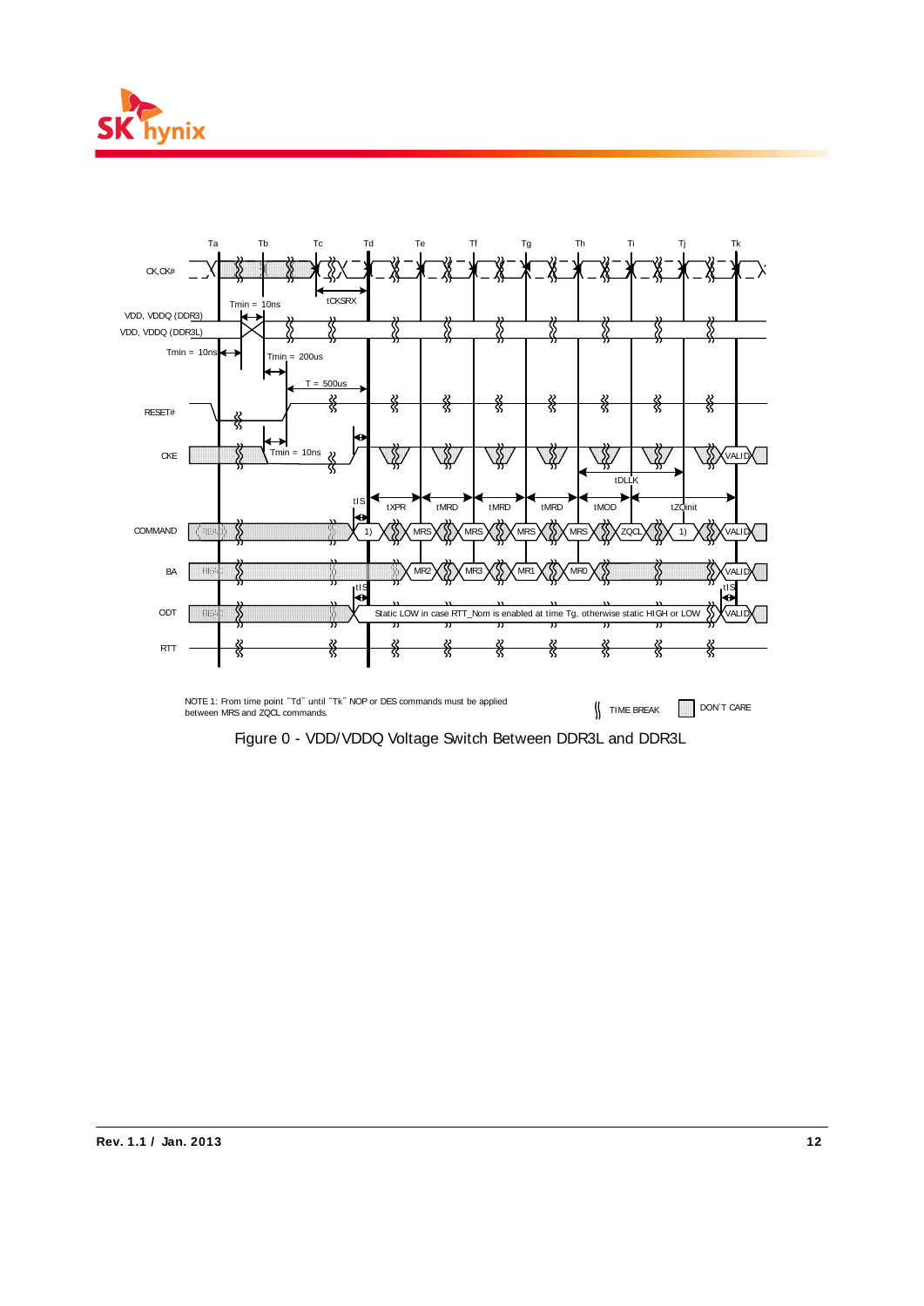NOTE 1: From time point "Td" until "Tk" NOP or DES commands must be applied between MRS and ZQCL commands.

TIME BREAK    DON'T CARE

Figure 0 - VDD/VDDQ Voltage Switch Between DDR3L and DDR3L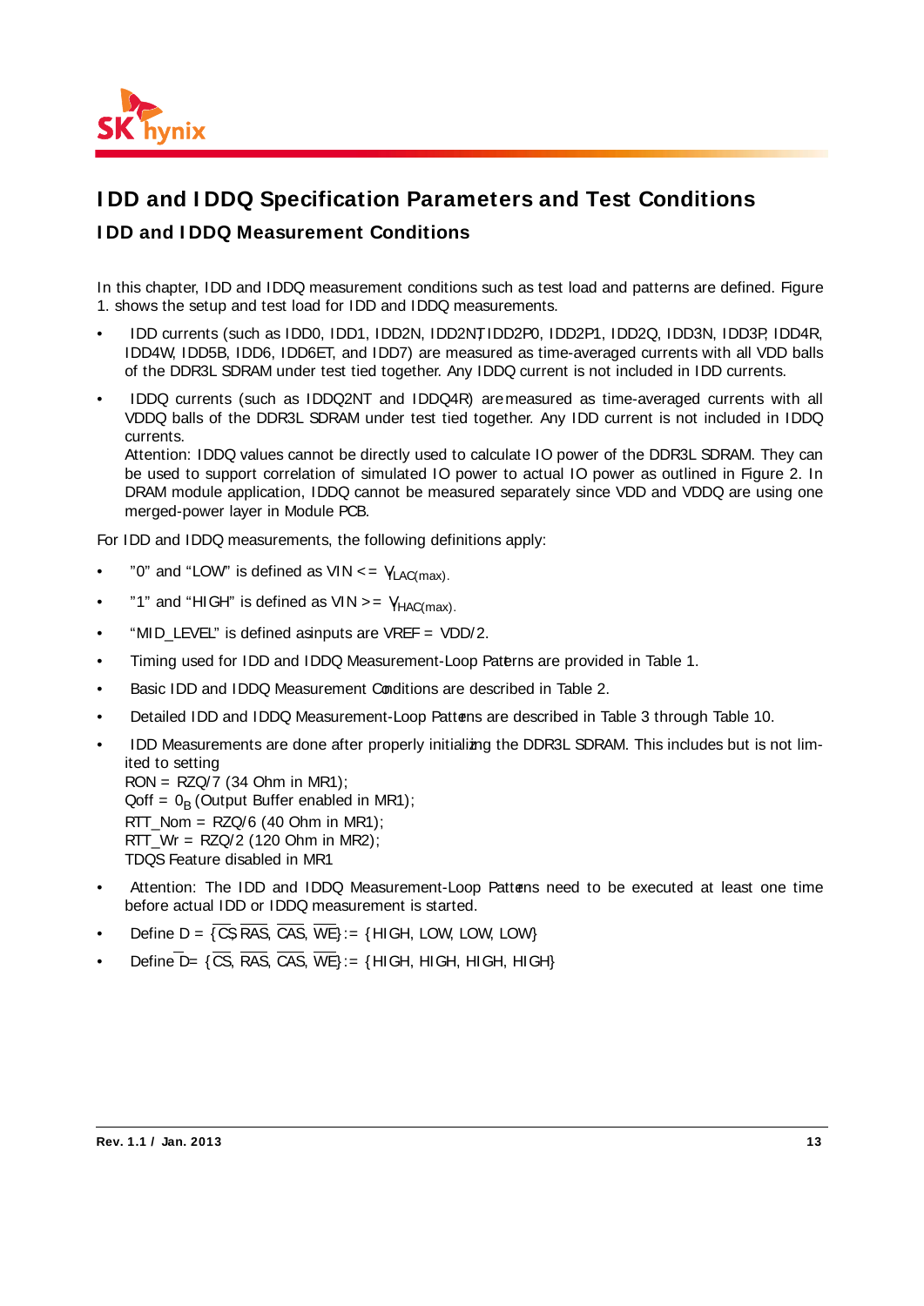# IDD and IDDQ Specification Parameters and Test Conditions

## IDD and IDDQ Measurement Conditions

In this chapter, IDD and IDDQ measurement conditions such as test load and patterns are defined. Figure 1. shows the setup and test load for IDD and IDDQ measurements.

- IDD currents (such as IDD0, IDD1, IDD2N, IDD2NT, IDD2P0, IDD2P1, IDD2Q, IDD3N, IDD3P, IDD4R, IDD4W, IDD5B, IDD6, IDD6ET, and IDD7) are measured as time-averaged currents with all VDD balls of the DDR3L SDRAM under test tied together. Any IDDQ current is not included in IDD currents.
- IDDQ currents (such as IDDQ2NT and IDDQ4R) are measured as time-averaged currents with all VDDQ balls of the DDR3L SDRAM under test tied together. Any IDD current is not included in IDDQ currents.
  Attention: IDDQ values cannot be directly used to calculate IO power of the DDR3L SDRAM. They can be used to support correlation of simulated IO power to actual IO power as outlined in Figure 2. In DRAM module application, IDDQ cannot be measured separately since VDD and VDDQ are using one merged-power layer in Module PCB.

For IDD and IDDQ measurements, the following definitions apply:

- "0" and "LOW" is defined as VIN <= $V_{ILAC(max)}$.
- "1" and "HIGH" is defined as VIN >= $V_{IHAC(max)}$.
- "MID_LEVEL" is defined as inputs are VREF = VDD/2.
- Timing used for IDD and IDDQ Measurement-Loop Patterns are provided in Table 1.
- Basic IDD and IDDQ Measurement Conditions are described in Table 2.
- Detailed IDD and IDDQ Measurement-Loop Patterns are described in Table 3 through Table 10.
- IDD Measurements are done after properly initializing the DDR3L SDRAM. This includes but is not limited to setting
  RON = RZQ/7 (34 Ohm in MR1);
  Qoff = $0_B$ (Output Buffer enabled in MR1);
  RTT_Nom = RZQ/6 (40 Ohm in MR1);
  RTT_Wr = RZQ/2 (120 Ohm in MR2);
  TDQS Feature disabled in MR1
- Attention: The IDD and IDDQ Measurement-Loop Patterns need to be executed at least one time before actual IDD or IDDQ measurement is started.
- Define D = {$\overline{CS}$, $\overline{RAS}$, $\overline{CAS}$, $\overline{WE}$}:= {HIGH, LOW, LOW, LOW}
- Define $\overline{D}$= {$\overline{CS}$, $\overline{RAS}$, $\overline{CAS}$, $\overline{WE}$}:= {HIGH, HIGH, HIGH, HIGH}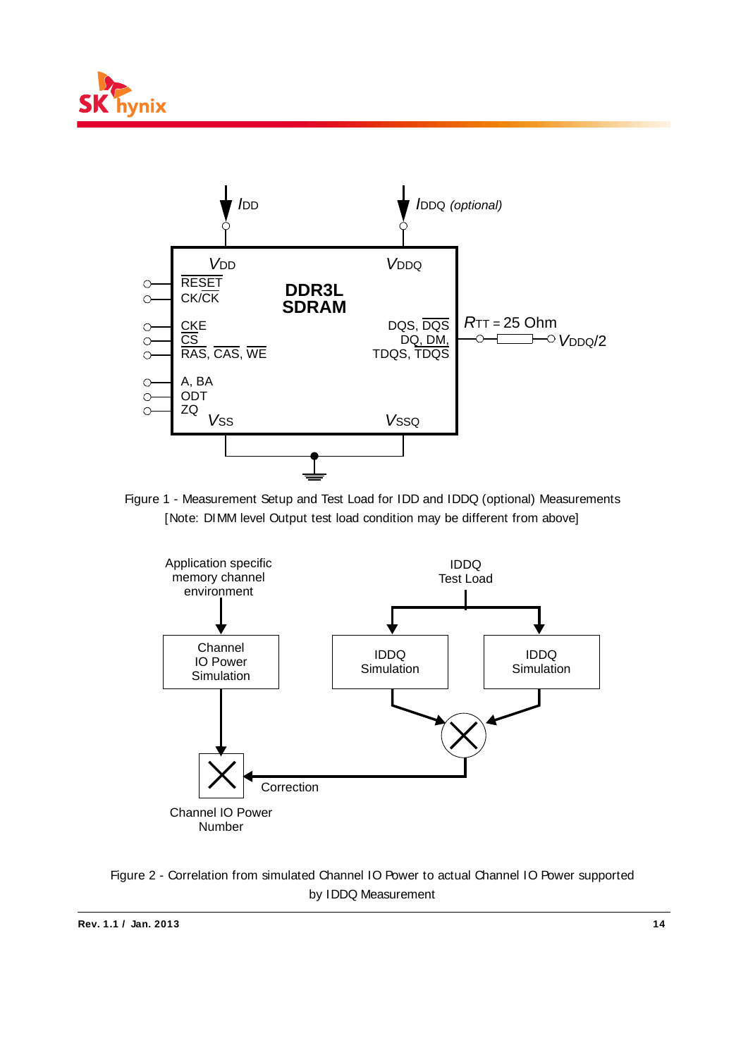Figure 1 - Measurement Setup and Test Load for IDD and IDDQ (optional) Measurements
[Note: DIMM level Output test load condition may be different from above]

Figure 2 - Correlation from simulated Channel IO Power to actual Channel IO Power supported by IDDQ Measurement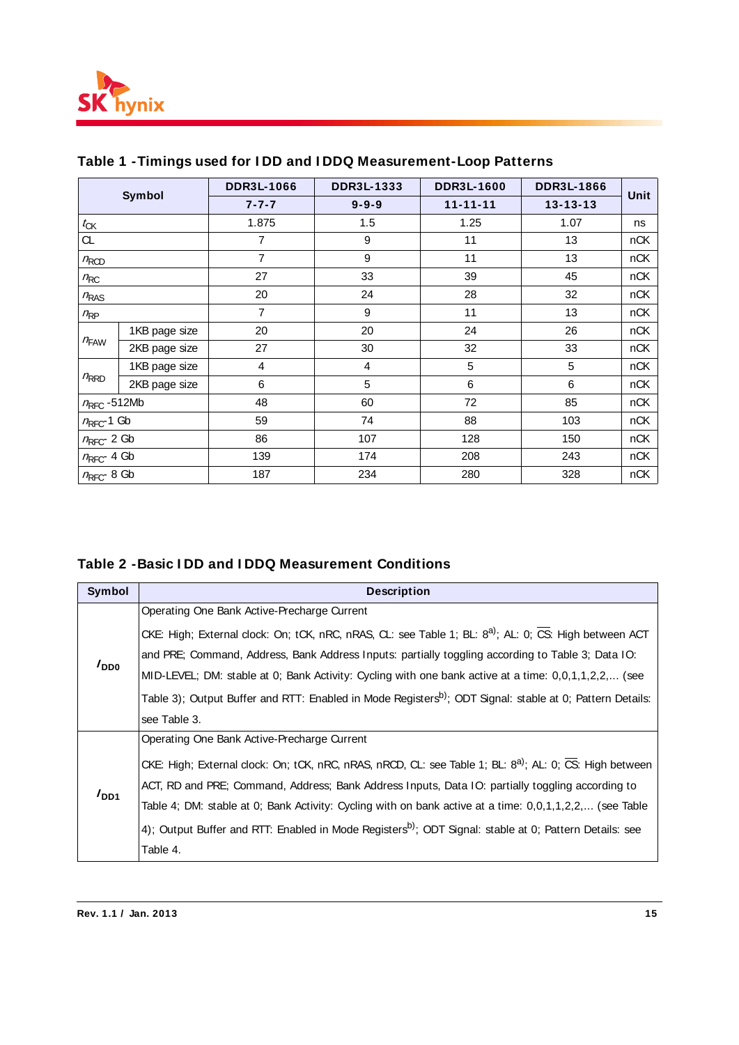## Table 1 - Timings used for IDD and IDDQ Measurement-Loop Patterns

| Symbol | | DDR3L-1066 | DDR3L-1333 | DDR3L-1600 | DDR3L-1866 | Unit |
|---|---|---|---|---|---|---|
| | | 7-7-7 | 9-9-9 | 11-11-11 | 13-13-13 | |
| $t_{CK}$ | | 1.875 | 1.5 | 1.25 | 1.07 | ns |
| CL | | 7 | 9 | 11 | 13 | nCK |
| $n_{RCD}$ | | 7 | 9 | 11 | 13 | nCK |
| $n_{RC}$ | | 27 | 33 | 39 | 45 | nCK |
| $n_{RAS}$ | | 20 | 24 | 28 | 32 | nCK |
| $n_{RP}$ | | 7 | 9 | 11 | 13 | nCK |
| $n_{FAW}$ | 1KB page size | 20 | 20 | 24 | 26 | nCK |
| | 2KB page size | 27 | 30 | 32 | 33 | nCK |
| $n_{RRD}$ | 1KB page size | 4 | 4 | 5 | 5 | nCK |
| | 2KB page size | 6 | 5 | 6 | 6 | nCK |
| $n_{RFC}$ -512Mb | | 48 | 60 | 72 | 85 | nCK |
| $n_{RFC}$-1 Gb | | 59 | 74 | 88 | 103 | nCK |
| $n_{RFC}$- 2 Gb | | 86 | 107 | 128 | 150 | nCK |
| $n_{RFC}$- 4 Gb | | 139 | 174 | 208 | 243 | nCK |
| $n_{RFC}$- 8 Gb | | 187 | 234 | 280 | 328 | nCK |

## Table 2 - Basic IDD and IDDQ Measurement Conditions

| Symbol | Description |
|---|---|
| $I_{DD0}$ | Operating One Bank Active-Precharge Current<br>CKE: High; External clock: On; tCK, nRC, nRAS, CL: see Table 1; BL: 8[a]; AL: 0; $\overline{CS}$: High between ACT and PRE; Command, Address, Bank Address Inputs: partially toggling according to Table 3; Data IO: MID-LEVEL; DM: stable at 0; Bank Activity: Cycling with one bank active at a time: 0,0,1,1,2,2,... (see Table 3); Output Buffer and RTT: Enabled in Mode Registers[b]; ODT Signal: stable at 0; Pattern Details: see Table 3. |
| $I_{DD1}$ | Operating One Bank Active-Precharge Current<br>CKE: High; External clock: On; tCK, nRC, nRAS, nRCD, CL: see Table 1; BL: 8[a]; AL: 0; $\overline{CS}$: High between ACT, RD and PRE; Command, Address; Bank Address Inputs, Data IO: partially toggling according to Table 4; DM: stable at 0; Bank Activity: Cycling with on bank active at a time: 0,0,1,1,2,2,... (see Table 4); Output Buffer and RTT: Enabled in Mode Registers[b]; ODT Signal: stable at 0; Pattern Details: see Table 4. |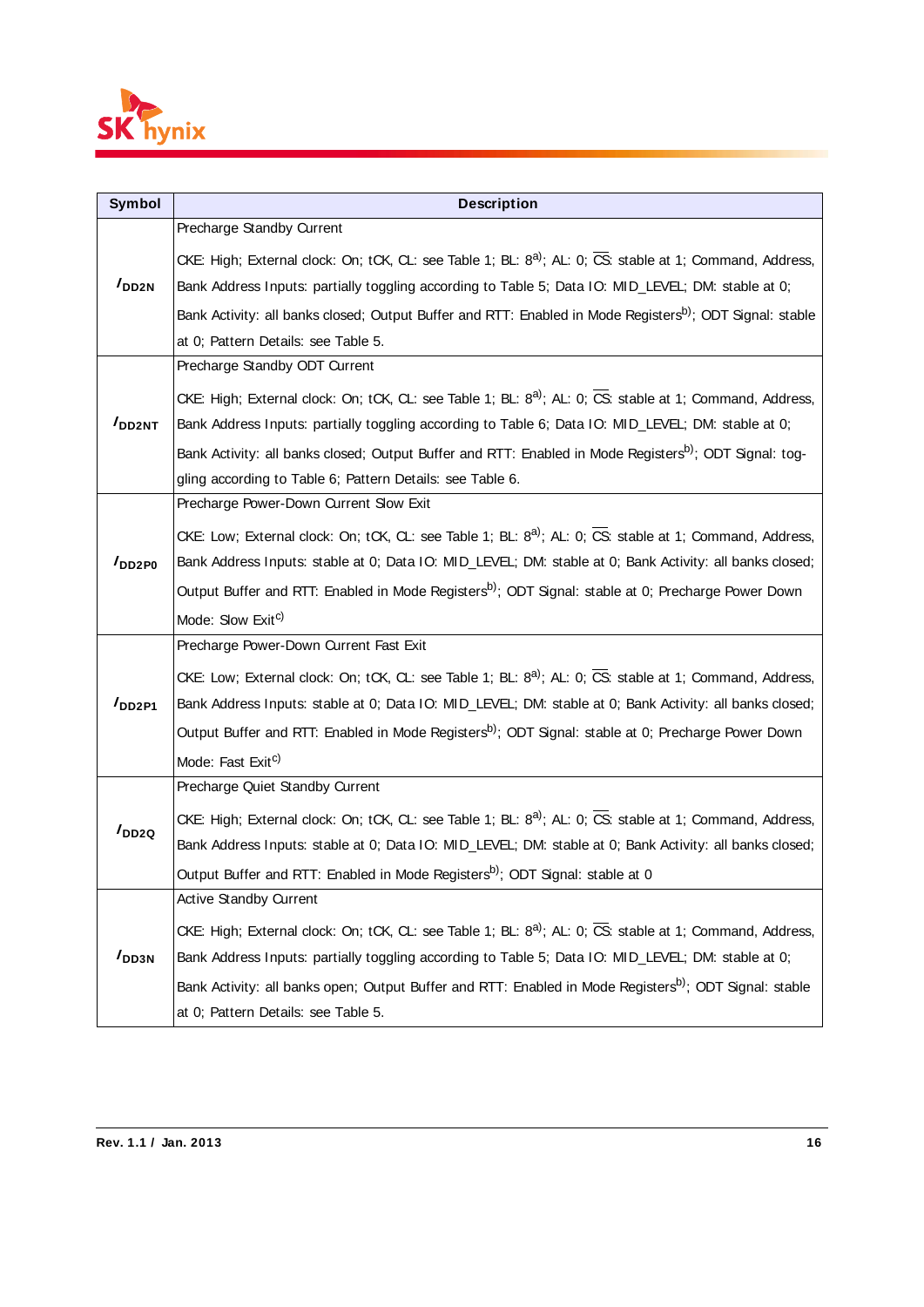| Symbol | Description |
|---|---|
| $I_{DD2N}$ | Precharge Standby Current<br><br>CKE: High; External clock: On; tCK, CL: see Table 1; BL: 8[a]; AL: 0; $\overline{CS}$: stable at 1; Command, Address, Bank Address Inputs: partially toggling according to Table 5; Data IO: MID_LEVEL; DM: stable at 0; Bank Activity: all banks closed; Output Buffer and RTT: Enabled in Mode Registers[b]; ODT Signal: stable at 0; Pattern Details: see Table 5. |
| $I_{DD2NT}$ | Precharge Standby ODT Current<br><br>CKE: High; External clock: On; tCK, CL: see Table 1; BL: 8[a]; AL: 0; $\overline{CS}$: stable at 1; Command, Address, Bank Address Inputs: partially toggling according to Table 6; Data IO: MID_LEVEL; DM: stable at 0; Bank Activity: all banks closed; Output Buffer and RTT: Enabled in Mode Registers[b]; ODT Signal: toggling according to Table 6; Pattern Details: see Table 6. |
| $I_{DD2P0}$ | Precharge Power-Down Current Slow Exit<br><br>CKE: Low; External clock: On; tCK, CL: see Table 1; BL: 8[a]; AL: 0; $\overline{CS}$: stable at 1; Command, Address, Bank Address Inputs: stable at 0; Data IO: MID_LEVEL; DM: stable at 0; Bank Activity: all banks closed; Output Buffer and RTT: Enabled in Mode Registers[b]; ODT Signal: stable at 0; Precharge Power Down Mode: Slow Exit[c] |
| $I_{DD2P1}$ | Precharge Power-Down Current Fast Exit<br><br>CKE: Low; External clock: On; tCK, CL: see Table 1; BL: 8[a]; AL: 0; $\overline{CS}$: stable at 1; Command, Address, Bank Address Inputs: stable at 0; Data IO: MID_LEVEL; DM: stable at 0; Bank Activity: all banks closed; Output Buffer and RTT: Enabled in Mode Registers[b]; ODT Signal: stable at 0; Precharge Power Down Mode: Fast Exit[c] |
| $I_{DD2Q}$ | Precharge Quiet Standby Current<br><br>CKE: High; External clock: On; tCK, CL: see Table 1; BL: 8[a]; AL: 0; $\overline{CS}$: stable at 1; Command, Address, Bank Address Inputs: stable at 0; Data IO: MID_LEVEL; DM: stable at 0; Bank Activity: all banks closed; Output Buffer and RTT: Enabled in Mode Registers[b]; ODT Signal: stable at 0 |
| $I_{DD3N}$ | Active Standby Current<br><br>CKE: High; External clock: On; tCK, CL: see Table 1; BL: 8[a]; AL: 0; $\overline{CS}$: stable at 1; Command, Address, Bank Address Inputs: partially toggling according to Table 5; Data IO: MID_LEVEL; DM: stable at 0; Bank Activity: all banks open; Output Buffer and RTT: Enabled in Mode Registers[b]; ODT Signal: stable at 0; Pattern Details: see Table 5. |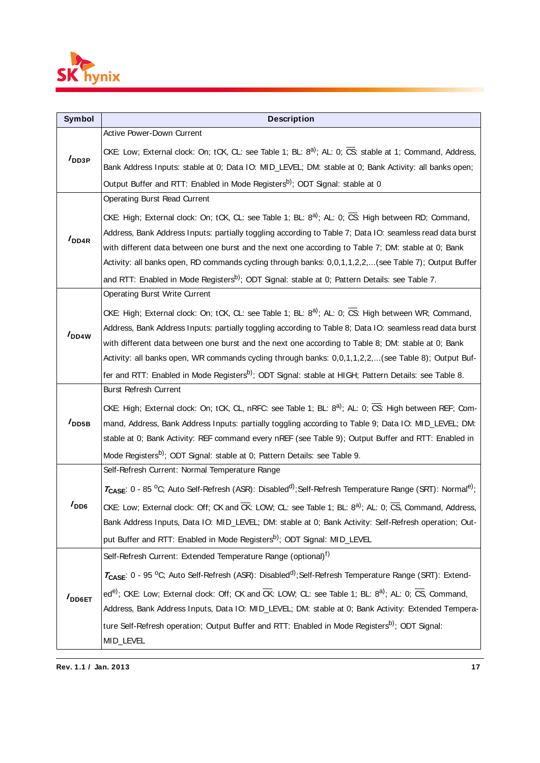| Symbol | Description |
|---|---|
| $I_{DD3P}$ | Active Power-Down Current<br><br>CKE: Low; External clock: On; tCK, CL: see Table 1; BL: 8[a]; AL: 0; $\overline{CS}$: stable at 1; Command, Address, Bank Address Inputs: stable at 0; Data IO: MID_LEVEL; DM: stable at 0; Bank Activity: all banks open; Output Buffer and RTT: Enabled in Mode Registers[b]; ODT Signal: stable at 0 |
| $I_{DD4R}$ | Operating Burst Read Current<br><br>CKE: High; External clock: On; tCK, CL: see Table 1; BL: 8[a]; AL: 0; $\overline{CS}$: High between RD; Command, Address, Bank Address Inputs: partially toggling according to Table 7; Data IO: seamless read data burst with different data between one burst and the next one according to Table 7; DM: stable at 0; Bank Activity: all banks open, RD commands cycling through banks: 0,0,1,1,2,2,...(see Table 7); Output Buffer and RTT: Enabled in Mode Registers[b]; ODT Signal: stable at 0; Pattern Details: see Table 7. |
| $I_{DD4W}$ | Operating Burst Write Current<br><br>CKE: High; External clock: On; tCK, CL: see Table 1; BL: 8[a]; AL: 0; $\overline{CS}$: High between WR; Command, Address, Bank Address Inputs: partially toggling according to Table 8; Data IO: seamless read data burst with different data between one burst and the next one according to Table 8; DM: stable at 0; Bank Activity: all banks open, WR commands cycling through banks: 0,0,1,1,2,2,...(see Table 8); Output Buffer and RTT: Enabled in Mode Registers[b]; ODT Signal: stable at HIGH; Pattern Details: see Table 8. |
| $I_{DD5B}$ | Burst Refresh Current<br><br>CKE: High; External clock: On; tCK, CL, nRFC: see Table 1; BL: 8[a]; AL: 0; $\overline{CS}$: High between REF; Command, Address, Bank Address Inputs: partially toggling according to Table 9; Data IO: MID_LEVEL; DM: stable at 0; Bank Activity: REF command every nREF (see Table 9); Output Buffer and RTT: Enabled in Mode Registers[b]; ODT Signal: stable at 0; Pattern Details: see Table 9. |
| $I_{DD6}$ | Self-Refresh Current: Normal Temperature Range<br><br>$T_{CASE}$: 0 - 85 °C; Auto Self-Refresh (ASR): Disabled[d];Self-Refresh Temperature Range (SRT): Normal[e]; CKE: Low; External clock: Off; CK and $\overline{CK}$: LOW; CL: see Table 1; BL: 8[a]; AL: 0; $\overline{CS}$, Command, Address, Bank Address Inputs, Data IO: MID_LEVEL; DM: stable at 0; Bank Activity: Self-Refresh operation; Output Buffer and RTT: Enabled in Mode Registers[b]; ODT Signal: MID_LEVEL |
| $I_{DD6ET}$ | Self-Refresh Current: Extended Temperature Range (optional)[f]<br><br>$T_{CASE}$: 0 - 95 °C; Auto Self-Refresh (ASR): Disabled[d];Self-Refresh Temperature Range (SRT): Extended[e]; CKE: Low; External clock: Off; CK and $\overline{CK}$: LOW; CL: see Table 1; BL: 8[a]; AL: 0; $\overline{CS}$, Command, Address, Bank Address Inputs, Data IO: MID_LEVEL; DM: stable at 0; Bank Activity: Extended Temperature Self-Refresh operation; Output Buffer and RTT: Enabled in Mode Registers[b]; ODT Signal: MID_LEVEL |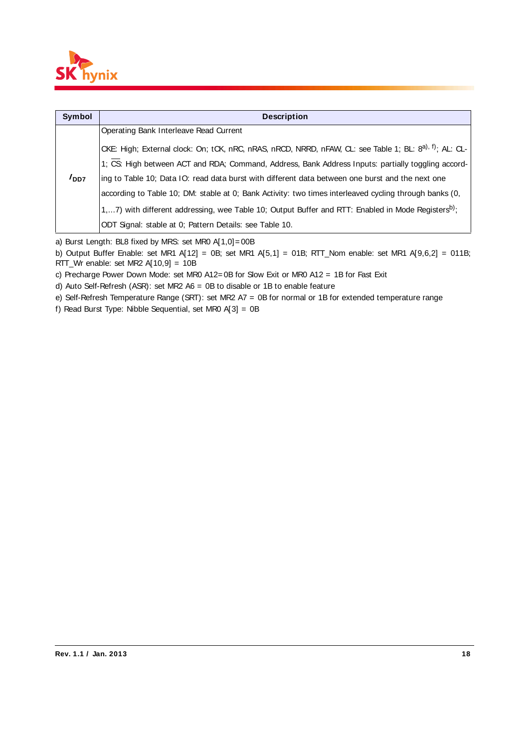| Symbol | Description |
|---|---|
| $I_{DD7}$ | Operating Bank Interleave Read Current<br><br>CKE: High; External clock: On; tCK, nRC, nRAS, nRCD, NRRD, nFAW, CL: see Table 1; BL: 8[a), f)]; AL: CL-1; $\overline{CS}$: High between ACT and RDA; Command, Address, Bank Address Inputs: partially toggling according to Table 10; Data IO: read data burst with different data between one burst and the next one according to Table 10; DM: stable at 0; Bank Activity: two times interleaved cycling through banks (0, 1,...7) with different addressing, wee Table 10; Output Buffer and RTT: Enabled in Mode Registers[b)]; ODT Signal: stable at 0; Pattern Details: see Table 10. |

a) Burst Length: BL8 fixed by MRS: set MR0 A[1,0]=00B

b) Output Buffer Enable: set MR1 A[12] = 0B; set MR1 A[5,1] = 01B; RTT_Nom enable: set MR1 A[9,6,2] = 011B; RTT_Wr enable: set MR2 A[10,9] = 10B

c) Precharge Power Down Mode: set MR0 A12=0B for Slow Exit or MR0 A12 = 1B for Fast Exit

d) Auto Self-Refresh (ASR): set MR2 A6 = 0B to disable or 1B to enable feature

e) Self-Refresh Temperature Range (SRT): set MR2 A7 = 0B for normal or 1B for extended temperature range

f) Read Burst Type: Nibble Sequential, set MR0 A[3] = 0B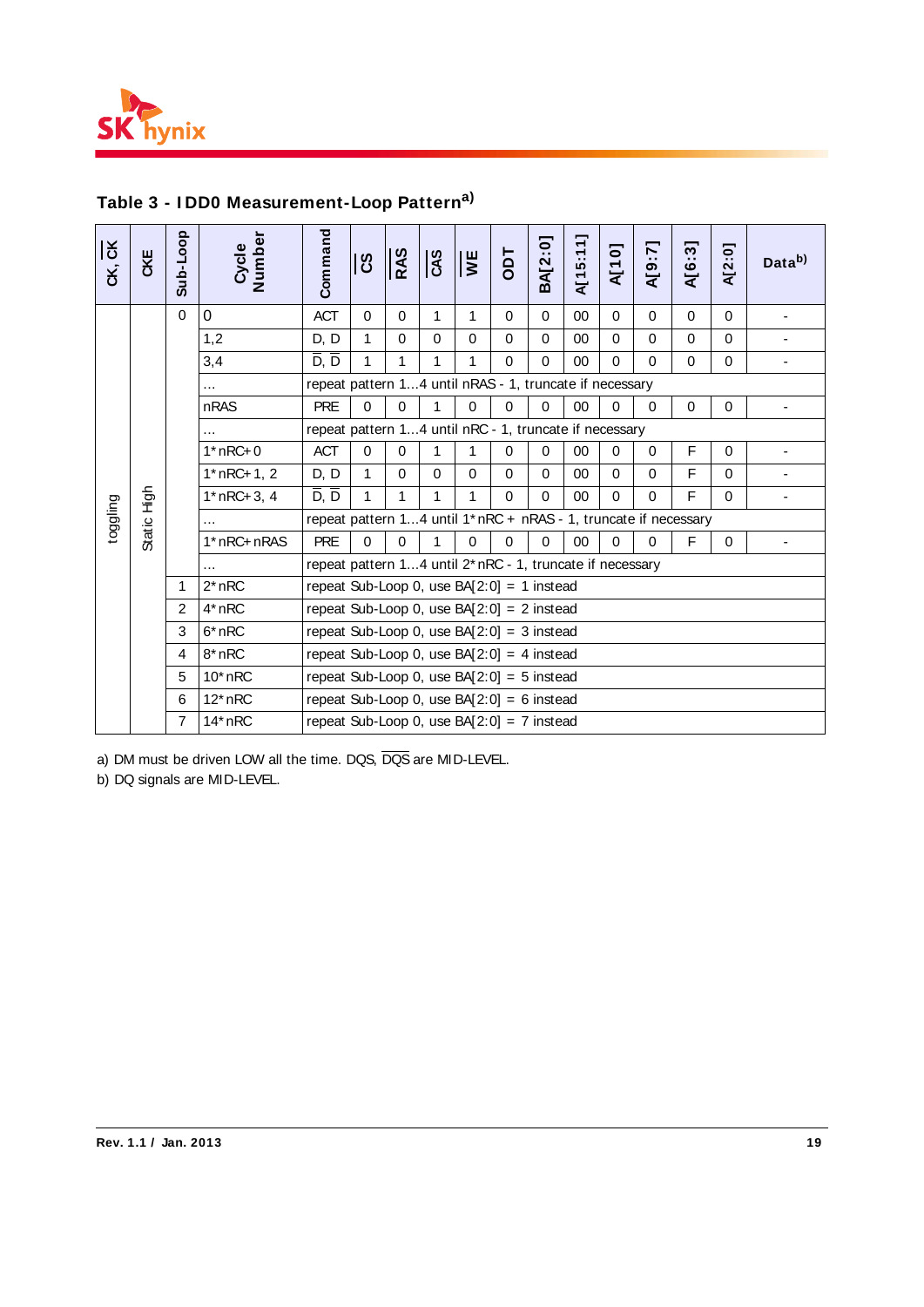## Table 3 - IDD0 Measurement-Loop Pattern[a)]

| CK, $\overline{CK}$ | CKE | Sub-Loop | Cycle Number | Command | $\overline{CS}$ | $\overline{RAS}$ | $\overline{CAS}$ | $\overline{WE}$ | ODT | BA[2:0] | A[15:11] | A[10] | A[9:7] | A[6:3] | A[2:0] | Data[b)] |
|---|---|---|---|---|---|---|---|---|---|---|---|---|---|---|---|---|
| toggling | Static High | 0 | 0 | ACT | 0 | 0 | 1 | 1 | 0 | 0 | 00 | 0 | 0 | 0 | 0 | - |
| | | | 1,2 | D, D | 1 | 0 | 0 | 0 | 0 | 0 | 00 | 0 | 0 | 0 | 0 | - |
| | | | 3,4 | $\overline{D}$, $\overline{D}$ | 1 | 1 | 1 | 1 | 0 | 0 | 00 | 0 | 0 | 0 | 0 | - |
| | | | ... | repeat pattern 1...4 until nRAS - 1, truncate if necessary | | | | | | | | | | | | |
| | | | nRAS | PRE | 0 | 0 | 1 | 0 | 0 | 0 | 00 | 0 | 0 | 0 | 0 | - |
| | | | ... | repeat pattern 1...4 until nRC - 1, truncate if necessary | | | | | | | | | | | | |
| | | | 1*nRC+0 | ACT | 0 | 0 | 1 | 1 | 0 | 0 | 00 | 0 | 0 | F | 0 | - |
| | | | 1*nRC+1, 2 | D, D | 1 | 0 | 0 | 0 | 0 | 0 | 00 | 0 | 0 | F | 0 | - |
| | | | 1*nRC+3, 4 | $\overline{D}$, $\overline{D}$ | 1 | 1 | 1 | 1 | 0 | 0 | 00 | 0 | 0 | F | 0 | - |
| | | | ... | repeat pattern 1...4 until 1*nRC + nRAS - 1, truncate if necessary | | | | | | | | | | | | |
| | | | 1*nRC+nRAS | PRE | 0 | 0 | 1 | 0 | 0 | 0 | 00 | 0 | 0 | F | 0 | - |
| | | | ... | repeat pattern 1...4 until 2*nRC - 1, truncate if necessary | | | | | | | | | | | | |
| | | 1 | 2*nRC | repeat Sub-Loop 0, use BA[2:0] = 1 instead | | | | | | | | | | | | |
| | | 2 | 4*nRC | repeat Sub-Loop 0, use BA[2:0] = 2 instead | | | | | | | | | | | | |
| | | 3 | 6*nRC | repeat Sub-Loop 0, use BA[2:0] = 3 instead | | | | | | | | | | | | |
| | | 4 | 8*nRC | repeat Sub-Loop 0, use BA[2:0] = 4 instead | | | | | | | | | | | | |
| | | 5 | 10*nRC | repeat Sub-Loop 0, use BA[2:0] = 5 instead | | | | | | | | | | | | |
| | | 6 | 12*nRC | repeat Sub-Loop 0, use BA[2:0] = 6 instead | | | | | | | | | | | | |
| | | 7 | 14*nRC | repeat Sub-Loop 0, use BA[2:0] = 7 instead | | | | | | | | | | | | |

a) DM must be driven LOW all the time. DQS, $\overline{DQS}$ are MID-LEVEL.

b) DQ signals are MID-LEVEL.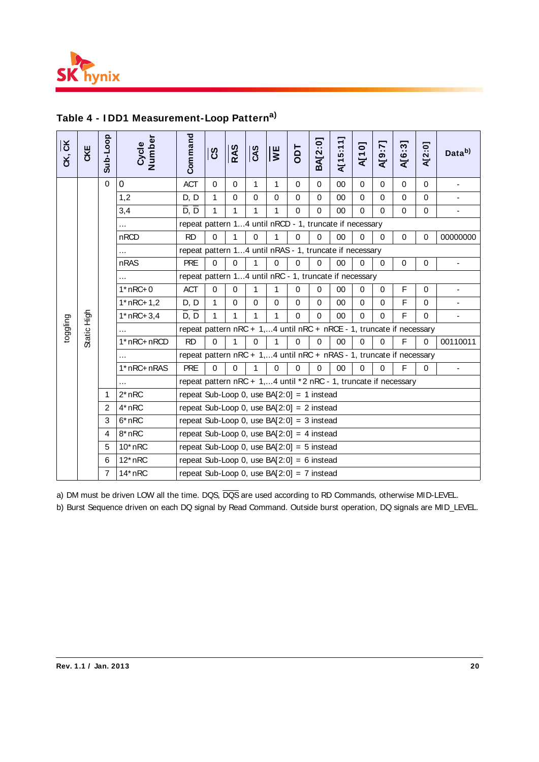## Table 4 - IDD1 Measurement-Loop Pattern[a)]

| CK, $\overline{CK}$ | CKE | Sub-Loop | Cycle Number | Command | $\overline{CS}$ | $\overline{RAS}$ | $\overline{CAS}$ | $\overline{WE}$ | ODT | BA[2:0] | A[15:11] | A[10] | A[9:7] | A[6:3] | A[2:0] | Data[b)] |
|---|---|---|---|---|---|---|---|---|---|---|---|---|---|---|---|---|
| toggling | Static High | 0 | 0 | ACT | 0 | 0 | 1 | 1 | 0 | 0 | 00 | 0 | 0 | 0 | 0 | - |
| | | | 1,2 | D, D | 1 | 0 | 0 | 0 | 0 | 0 | 00 | 0 | 0 | 0 | 0 | - |
| | | | 3,4 | $\overline{D}$, $\overline{D}$ | 1 | 1 | 1 | 1 | 0 | 0 | 00 | 0 | 0 | 0 | 0 | - |
| | | | ... | repeat pattern 1...4 until nRCD - 1, truncate if necessary | | | | | | | | | | | | |
| | | | nRCD | RD | 0 | 1 | 0 | 1 | 0 | 0 | 00 | 0 | 0 | 0 | 0 | 00000000 |
| | | | ... | repeat pattern 1...4 until nRAS - 1, truncate if necessary | | | | | | | | | | | | |
| | | | nRAS | PRE | 0 | 0 | 1 | 0 | 0 | 0 | 00 | 0 | 0 | 0 | 0 | - |
| | | | ... | repeat pattern 1...4 until nRC - 1, truncate if necessary | | | | | | | | | | | | |
| | | | 1*nRC+0 | ACT | 0 | 0 | 1 | 1 | 0 | 0 | 00 | 0 | 0 | F | 0 | - |
| | | | 1*nRC+1,2 | D, D | 1 | 0 | 0 | 0 | 0 | 0 | 00 | 0 | 0 | F | 0 | - |
| | | | 1*nRC+3,4 | $\overline{D}$, $\overline{D}$ | 1 | 1 | 1 | 1 | 0 | 0 | 00 | 0 | 0 | F | 0 | - |
| | | | ... | repeat pattern nRC + 1,...4 until nRC + nRCE - 1, truncate if necessary | | | | | | | | | | | | |
| | | | 1*nRC+nRCD | RD | 0 | 1 | 0 | 1 | 0 | 0 | 00 | 0 | 0 | F | 0 | 00110011 |
| | | | ... | repeat pattern nRC + 1,...4 until nRC + nRAS - 1, truncate if necessary | | | | | | | | | | | | |
| | | | 1*nRC+nRAS | PRE | 0 | 0 | 1 | 0 | 0 | 0 | 00 | 0 | 0 | F | 0 | - |
| | | | ... | repeat pattern nRC + 1,...4 until *2 nRC - 1, truncate if necessary | | | | | | | | | | | | |
| | | 1 | 2*nRC | repeat Sub-Loop 0, use BA[2:0] = 1 instead | | | | | | | | | | | | |
| | | 2 | 4*nRC | repeat Sub-Loop 0, use BA[2:0] = 2 instead | | | | | | | | | | | | |
| | | 3 | 6*nRC | repeat Sub-Loop 0, use BA[2:0] = 3 instead | | | | | | | | | | | | |
| | | 4 | 8*nRC | repeat Sub-Loop 0, use BA[2:0] = 4 instead | | | | | | | | | | | | |
| | | 5 | 10*nRC | repeat Sub-Loop 0, use BA[2:0] = 5 instead | | | | | | | | | | | | |
| | | 6 | 12*nRC | repeat Sub-Loop 0, use BA[2:0] = 6 instead | | | | | | | | | | | | |
| | | 7 | 14*nRC | repeat Sub-Loop 0, use BA[2:0] = 7 instead | | | | | | | | | | | | |

a) DM must be driven LOW all the time. DQS, $\overline{DQS}$ are used according to RD Commands, otherwise MID-LEVEL.

b) Burst Sequence driven on each DQ signal by Read Command. Outside burst operation, DQ signals are MID_LEVEL.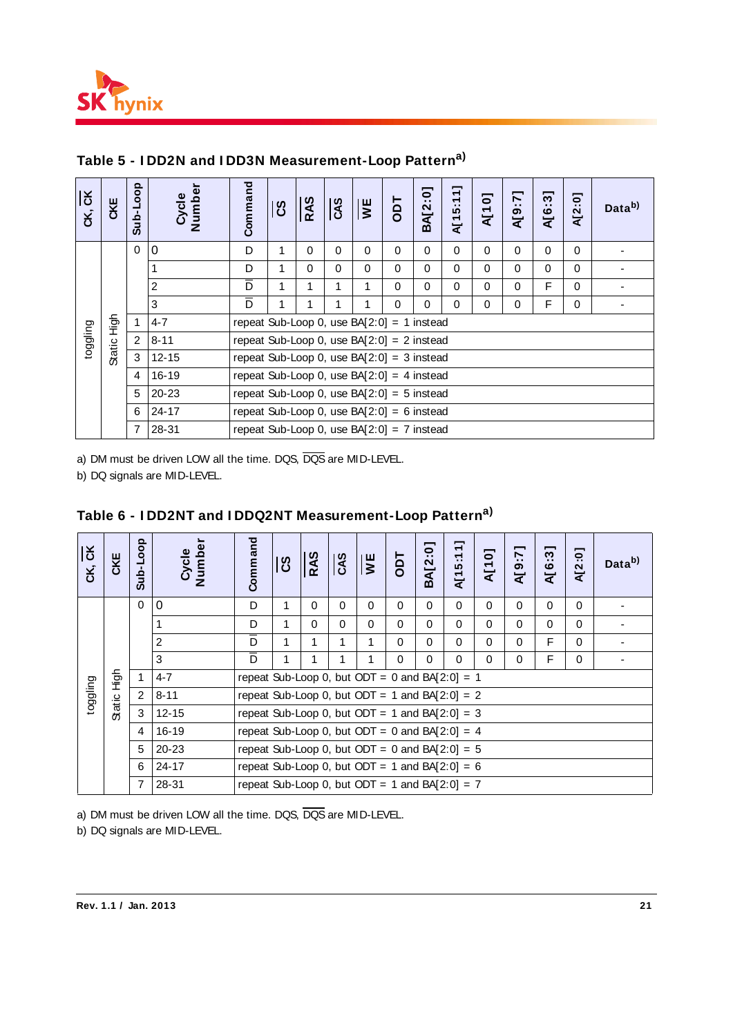## Table 5 - IDD2N and IDD3N Measurement-Loop Pattern[a)]

| CK, $\overline{CK}$ | CKE | Sub-Loop | Cycle Number | Command | $\overline{CS}$ | $\overline{RAS}$ | $\overline{CAS}$ | $\overline{WE}$ | ODT | BA[2:0] | A[15:11] | A[10] | A[9:7] | A[6:3] | A[2:0] | Data[b)] |
|---|---|---|---|---|---|---|---|---|---|---|---|---|---|---|---|---|
| toggling | Static High | 0 | 0 | D | 1 | 0 | 0 | 0 | 0 | 0 | 0 | 0 | 0 | 0 | 0 | - |
| | | | 1 | D | 1 | 0 | 0 | 0 | 0 | 0 | 0 | 0 | 0 | 0 | 0 | - |
| | | | 2 | $\overline{D}$ | 1 | 1 | 1 | 1 | 0 | 0 | 0 | 0 | 0 | F | 0 | - |
| | | | 3 | $\overline{D}$ | 1 | 1 | 1 | 1 | 0 | 0 | 0 | 0 | 0 | F | 0 | - |
| | | 1 | 4-7 | repeat Sub-Loop 0, use BA[2:0] = 1 instead | | | | | | | | | | | | |
| | | 2 | 8-11 | repeat Sub-Loop 0, use BA[2:0] = 2 instead | | | | | | | | | | | | |
| | | 3 | 12-15 | repeat Sub-Loop 0, use BA[2:0] = 3 instead | | | | | | | | | | | | |
| | | 4 | 16-19 | repeat Sub-Loop 0, use BA[2:0] = 4 instead | | | | | | | | | | | | |
| | | 5 | 20-23 | repeat Sub-Loop 0, use BA[2:0] = 5 instead | | | | | | | | | | | | |
| | | 6 | 24-17 | repeat Sub-Loop 0, use BA[2:0] = 6 instead | | | | | | | | | | | | |
| | | 7 | 28-31 | repeat Sub-Loop 0, use BA[2:0] = 7 instead | | | | | | | | | | | | |

a) DM must be driven LOW all the time. DQS, $\overline{DQS}$ are MID-LEVEL.

b) DQ signals are MID-LEVEL.

## Table 6 - IDD2NT and IDDQ2NT Measurement-Loop Pattern[a)]

| CK, $\overline{CK}$ | CKE | Sub-Loop | Cycle Number | Command | $\overline{CS}$ | $\overline{RAS}$ | $\overline{CAS}$ | $\overline{WE}$ | ODT | BA[2:0] | A[15:11] | A[10] | A[9:7] | A[6:3] | A[2:0] | Data[b)] |
|---|---|---|---|---|---|---|---|---|---|---|---|---|---|---|---|---|
| toggling | Static High | 0 | 0 | D | 1 | 0 | 0 | 0 | 0 | 0 | 0 | 0 | 0 | 0 | 0 | - |
| | | | 1 | D | 1 | 0 | 0 | 0 | 0 | 0 | 0 | 0 | 0 | 0 | 0 | - |
| | | | 2 | $\overline{D}$ | 1 | 1 | 1 | 1 | 0 | 0 | 0 | 0 | 0 | F | 0 | - |
| | | | 3 | $\overline{D}$ | 1 | 1 | 1 | 1 | 0 | 0 | 0 | 0 | 0 | F | 0 | - |
| | | 1 | 4-7 | repeat Sub-Loop 0, but ODT = 0 and BA[2:0] = 1 | | | | | | | | | | | | |
| | | 2 | 8-11 | repeat Sub-Loop 0, but ODT = 1 and BA[2:0] = 2 | | | | | | | | | | | | |
| | | 3 | 12-15 | repeat Sub-Loop 0, but ODT = 1 and BA[2:0] = 3 | | | | | | | | | | | | |
| | | 4 | 16-19 | repeat Sub-Loop 0, but ODT = 0 and BA[2:0] = 4 | | | | | | | | | | | | |
| | | 5 | 20-23 | repeat Sub-Loop 0, but ODT = 0 and BA[2:0] = 5 | | | | | | | | | | | | |
| | | 6 | 24-17 | repeat Sub-Loop 0, but ODT = 1 and BA[2:0] = 6 | | | | | | | | | | | | |
| | | 7 | 28-31 | repeat Sub-Loop 0, but ODT = 1 and BA[2:0] = 7 | | | | | | | | | | | | |

a) DM must be driven LOW all the time. DQS, $\overline{DQS}$ are MID-LEVEL.

b) DQ signals are MID-LEVEL.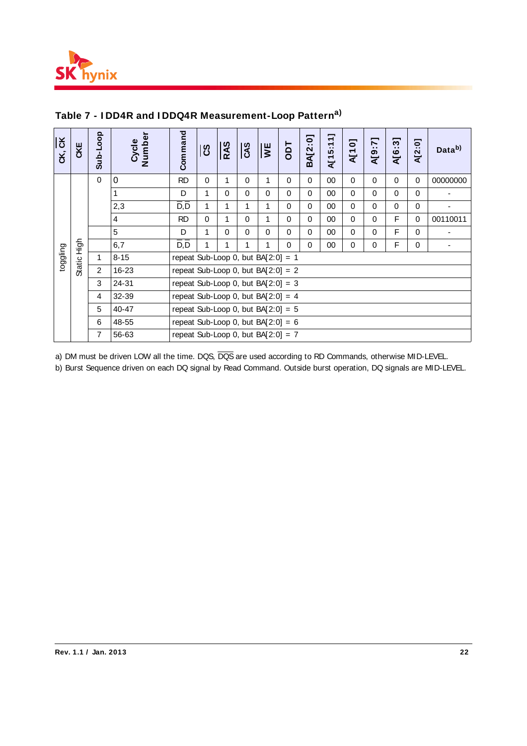## Table 7 - IDD4R and IDDQ4R Measurement-Loop Pattern[a)]

| CK, $\overline{CK}$ | CKE | Sub-Loop | Cycle Number | Command | $\overline{CS}$ | $\overline{RAS}$ | $\overline{CAS}$ | $\overline{WE}$ | ODT | BA[2:0] | A[15:11] | A[10] | A[9:7] | A[6:3] | A[2:0] | Data[b)] |
|---|---|---|---|---|---|---|---|---|---|---|---|---|---|---|---|---|
| toggling | Static High | 0 | 0 | RD | 0 | 1 | 0 | 1 | 0 | 0 | 00 | 0 | 0 | 0 | 0 | 00000000 |
| | | | 1 | D | 1 | 0 | 0 | 0 | 0 | 0 | 00 | 0 | 0 | 0 | 0 | - |
| | | | 2,3 | $\overline{D}$,$\overline{D}$ | 1 | 1 | 1 | 1 | 0 | 0 | 00 | 0 | 0 | 0 | 0 | - |
| | | | 4 | RD | 0 | 1 | 0 | 1 | 0 | 0 | 00 | 0 | 0 | F | 0 | 00110011 |
| | | | 5 | D | 1 | 0 | 0 | 0 | 0 | 0 | 00 | 0 | 0 | F | 0 | - |
| | | | 6,7 | $\overline{D}$,$\overline{D}$ | 1 | 1 | 1 | 1 | 0 | 0 | 00 | 0 | 0 | F | 0 | - |
| | | 1 | 8-15 | repeat Sub-Loop 0, but BA[2:0] = 1 | | | | | | | | | | | | |
| | | 2 | 16-23 | repeat Sub-Loop 0, but BA[2:0] = 2 | | | | | | | | | | | | |
| | | 3 | 24-31 | repeat Sub-Loop 0, but BA[2:0] = 3 | | | | | | | | | | | | |
| | | 4 | 32-39 | repeat Sub-Loop 0, but BA[2:0] = 4 | | | | | | | | | | | | |
| | | 5 | 40-47 | repeat Sub-Loop 0, but BA[2:0] = 5 | | | | | | | | | | | | |
| | | 6 | 48-55 | repeat Sub-Loop 0, but BA[2:0] = 6 | | | | | | | | | | | | |
| | | 7 | 56-63 | repeat Sub-Loop 0, but BA[2:0] = 7 | | | | | | | | | | | | |

a) DM must be driven LOW all the time. DQS, $\overline{DQS}$ are used according to RD Commands, otherwise MID-LEVEL.

b) Burst Sequence driven on each DQ signal by Read Command. Outside burst operation, DQ signals are MID-LEVEL.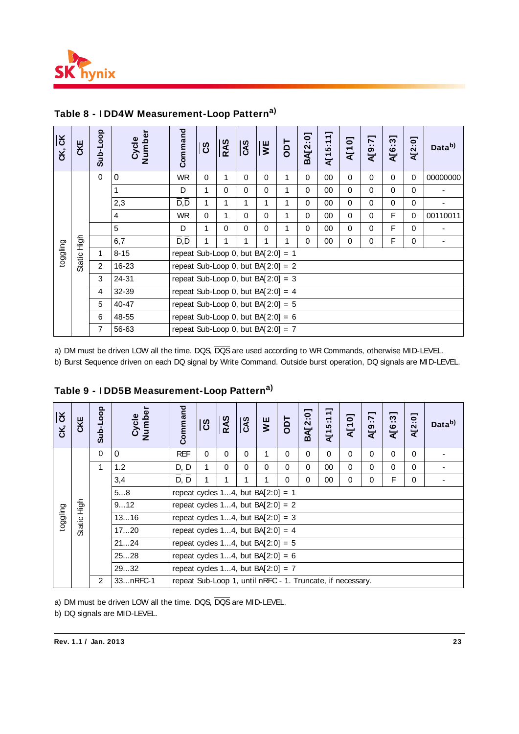## Table 8 - IDD4W Measurement-Loop Pattern[a)]

| CK, $\overline{CK}$ | CKE | Sub-Loop | Cycle Number | Command | $\overline{CS}$ | $\overline{RAS}$ | $\overline{CAS}$ | $\overline{WE}$ | ODT | BA[2:0] | A[15:11] | A[10] | A[9:7] | A[6:3] | A[2:0] | Data[b)] |
|---|---|---|---|---|---|---|---|---|---|---|---|---|---|---|---|---|
| toggling | Static High | 0 | 0 | WR | 0 | 1 | 0 | 0 | 1 | 0 | 00 | 0 | 0 | 0 | 0 | 00000000 |
| | | | 1 | D | 1 | 0 | 0 | 0 | 1 | 0 | 00 | 0 | 0 | 0 | 0 | - |
| | | | 2,3 | $\overline{D}$,$\overline{D}$ | 1 | 1 | 1 | 1 | 1 | 0 | 00 | 0 | 0 | 0 | 0 | - |
| | | | 4 | WR | 0 | 1 | 0 | 0 | 1 | 0 | 00 | 0 | 0 | F | 0 | 00110011 |
| | | | 5 | D | 1 | 0 | 0 | 0 | 1 | 0 | 00 | 0 | 0 | F | 0 | - |
| | | | 6,7 | $\overline{D}$,$\overline{D}$ | 1 | 1 | 1 | 1 | 1 | 0 | 00 | 0 | 0 | F | 0 | - |
| | | 1 | 8-15 | repeat Sub-Loop 0, but BA[2:0] = 1 | | | | | | | | | | | | |
| | | 2 | 16-23 | repeat Sub-Loop 0, but BA[2:0] = 2 | | | | | | | | | | | | |
| | | 3 | 24-31 | repeat Sub-Loop 0, but BA[2:0] = 3 | | | | | | | | | | | | |
| | | 4 | 32-39 | repeat Sub-Loop 0, but BA[2:0] = 4 | | | | | | | | | | | | |
| | | 5 | 40-47 | repeat Sub-Loop 0, but BA[2:0] = 5 | | | | | | | | | | | | |
| | | 6 | 48-55 | repeat Sub-Loop 0, but BA[2:0] = 6 | | | | | | | | | | | | |
| | | 7 | 56-63 | repeat Sub-Loop 0, but BA[2:0] = 7 | | | | | | | | | | | | |

a) DM must be driven LOW all the time. DQS, $\overline{DQS}$ are used according to WR Commands, otherwise MID-LEVEL.
b) Burst Sequence driven on each DQ signal by Write Command. Outside burst operation, DQ signals are MID-LEVEL.

## Table 9 - IDD5B Measurement-Loop Pattern[a)]

| CK, $\overline{CK}$ | CKE | Sub-Loop | Cycle Number | Command | $\overline{CS}$ | $\overline{RAS}$ | $\overline{CAS}$ | $\overline{WE}$ | ODT | BA[2:0] | A[15:11] | A[10] | A[9:7] | A[6:3] | A[2:0] | Data[b)] |
|---|---|---|---|---|---|---|---|---|---|---|---|---|---|---|---|---|
| toggling | Static High | 0 | 0 | REF | 0 | 0 | 0 | 1 | 0 | 0 | 0 | 0 | 0 | 0 | 0 | - |
| | | 1 | 1.2 | D, D | 1 | 0 | 0 | 0 | 0 | 0 | 00 | 0 | 0 | 0 | 0 | - |
| | | | 3,4 | $\overline{D}$, $\overline{D}$ | 1 | 1 | 1 | 1 | 0 | 0 | 00 | 0 | 0 | F | 0 | - |
| | | | 5...8 | repeat cycles 1...4, but BA[2:0] = 1 | | | | | | | | | | | | |
| | | | 9...12 | repeat cycles 1...4, but BA[2:0] = 2 | | | | | | | | | | | | |
| | | | 13...16 | repeat cycles 1...4, but BA[2:0] = 3 | | | | | | | | | | | | |
| | | | 17...20 | repeat cycles 1...4, but BA[2:0] = 4 | | | | | | | | | | | | |
| | | | 21...24 | repeat cycles 1...4, but BA[2:0] = 5 | | | | | | | | | | | | |
| | | | 25...28 | repeat cycles 1...4, but BA[2:0] = 6 | | | | | | | | | | | | |
| | | | 29...32 | repeat cycles 1...4, but BA[2:0] = 7 | | | | | | | | | | | | |
| | | 2 | 33...nRFC-1 | repeat Sub-Loop 1, until nRFC - 1. Truncate, if necessary. | | | | | | | | | | | | |

a) DM must be driven LOW all the time. DQS, $\overline{DQS}$ are MID-LEVEL.
b) DQ signals are MID-LEVEL.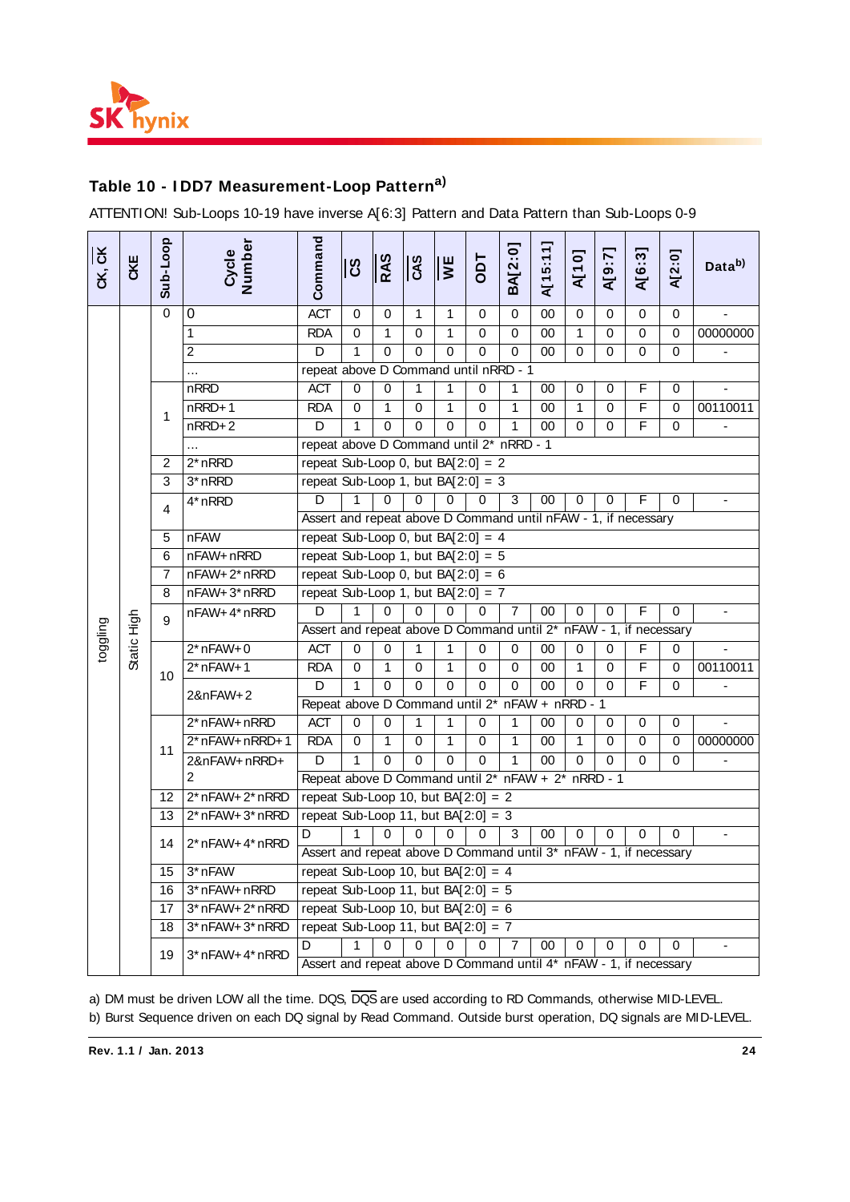## Table 10 - IDD7 Measurement-Loop Pattern[a)]

ATTENTION! Sub-Loops 10-19 have inverse A[6:3] Pattern and Data Pattern than Sub-Loops 0-9

| CK, CK | CKE | Sub-Loop | Cycle Number | Command | CS | RAS | CAS | WE | ODT | BA[2:0] | A[15:11] | A[10] | A[9:7] | A[6:3] | A[2:0] | Data[b)] |
|---|---|---|---|---|---|---|---|---|---|---|---|---|---|---|---|---|
| toggling | Static High | 0 | 0 | ACT | 0 | 0 | 1 | 1 | 0 | 0 | 00 | 0 | 0 | 0 | 0 | - |
| | | | 1 | RDA | 0 | 1 | 0 | 1 | 0 | 0 | 00 | 1 | 0 | 0 | 0 | 00000000 |
| | | | 2 | D | 1 | 0 | 0 | 0 | 0 | 0 | 00 | 0 | 0 | 0 | 0 | - |
| | | | ... | repeat above D Command until nRRD - 1 | | | | | | | | | | | | |
| | | 1 | nRRD | ACT | 0 | 0 | 1 | 1 | 0 | 1 | 00 | 0 | 0 | F | 0 | - |
| | | | nRRD+1 | RDA | 0 | 1 | 0 | 1 | 0 | 1 | 00 | 1 | 0 | F | 0 | 00110011 |
| | | | nRRD+2 | D | 1 | 0 | 0 | 0 | 0 | 1 | 00 | 0 | 0 | F | 0 | - |
| | | | ... | repeat above D Command until 2* nRRD - 1 | | | | | | | | | | | | |
| | | 2 | 2*nRRD | repeat Sub-Loop 0, but BA[2:0] = 2 | | | | | | | | | | | | |
| | | 3 | 3*nRRD | repeat Sub-Loop 1, but BA[2:0] = 3 | | | | | | | | | | | | |
| | | 4 | 4*nRRD | D | 1 | 0 | 0 | 0 | 0 | 3 | 00 | 0 | 0 | F | 0 | - |
| | | | | Assert and repeat above D Command until nFAW - 1, if necessary | | | | | | | | | | | | |
| | | 5 | nFAW | repeat Sub-Loop 0, but BA[2:0] = 4 | | | | | | | | | | | | |
| | | 6 | nFAW+nRRD | repeat Sub-Loop 1, but BA[2:0] = 5 | | | | | | | | | | | | |
| | | 7 | nFAW+2*nRRD | repeat Sub-Loop 0, but BA[2:0] = 6 | | | | | | | | | | | | |
| | | 8 | nFAW+3*nRRD | repeat Sub-Loop 1, but BA[2:0] = 7 | | | | | | | | | | | | |
| | | 9 | nFAW+4*nRRD | D | 1 | 0 | 0 | 0 | 0 | 7 | 00 | 0 | 0 | F | 0 | - |
| | | | | Assert and repeat above D Command until 2* nFAW - 1, if necessary | | | | | | | | | | | | |
| | | 10 | 2*nFAW+0 | ACT | 0 | 0 | 1 | 1 | 0 | 0 | 00 | 0 | 0 | F | 0 | - |
| | | | 2*nFAW+1 | RDA | 0 | 1 | 0 | 1 | 0 | 0 | 00 | 1 | 0 | F | 0 | 00110011 |
| | | | 2&nFAW+2 | D | 1 | 0 | 0 | 0 | 0 | 0 | 00 | 0 | 0 | F | 0 | - |
| | | | | Repeat above D Command until 2* nFAW + nRRD - 1 | | | | | | | | | | | | |
| | | 11 | 2*nFAW+nRRD | ACT | 0 | 0 | 1 | 1 | 0 | 1 | 00 | 0 | 0 | 0 | 0 | - |
| | | | 2*nFAW+nRRD+1 | RDA | 0 | 1 | 0 | 1 | 0 | 1 | 00 | 1 | 0 | 0 | 0 | 00000000 |
| | | | 2&nFAW+nRRD+2 | D | 1 | 0 | 0 | 0 | 0 | 1 | 00 | 0 | 0 | 0 | 0 | - |
| | | | | Repeat above D Command until 2* nFAW + 2* nRRD - 1 | | | | | | | | | | | | |
| | | 12 | 2*nFAW+2*nRRD | repeat Sub-Loop 10, but BA[2:0] = 2 | | | | | | | | | | | | |
| | | 13 | 2*nFAW+3*nRRD | repeat Sub-Loop 11, but BA[2:0] = 3 | | | | | | | | | | | | |
| | | 14 | 2*nFAW+4*nRRD | D | 1 | 0 | 0 | 0 | 0 | 3 | 00 | 0 | 0 | 0 | 0 | - |
| | | | | Assert and repeat above D Command until 3* nFAW - 1, if necessary | | | | | | | | | | | | |
| | | 15 | 3*nFAW | repeat Sub-Loop 10, but BA[2:0] = 4 | | | | | | | | | | | | |
| | | 16 | 3*nFAW+nRRD | repeat Sub-Loop 11, but BA[2:0] = 5 | | | | | | | | | | | | |
| | | 17 | 3*nFAW+2*nRRD | repeat Sub-Loop 10, but BA[2:0] = 6 | | | | | | | | | | | | |
| | | 18 | 3*nFAW+3*nRRD | repeat Sub-Loop 11, but BA[2:0] = 7 | | | | | | | | | | | | |
| | | 19 | 3*nFAW+4*nRRD | D | 1 | 0 | 0 | 0 | 0 | 7 | 00 | 0 | 0 | 0 | 0 | - |
| | | | | Assert and repeat above D Command until 4* nFAW - 1, if necessary | | | | | | | | | | | | |

a) DM must be driven LOW all the time. DQS, DQS are used according to RD Commands, otherwise MID-LEVEL.
b) Burst Sequence driven on each DQ signal by Read Command. Outside burst operation, DQ signals are MID-LEVEL.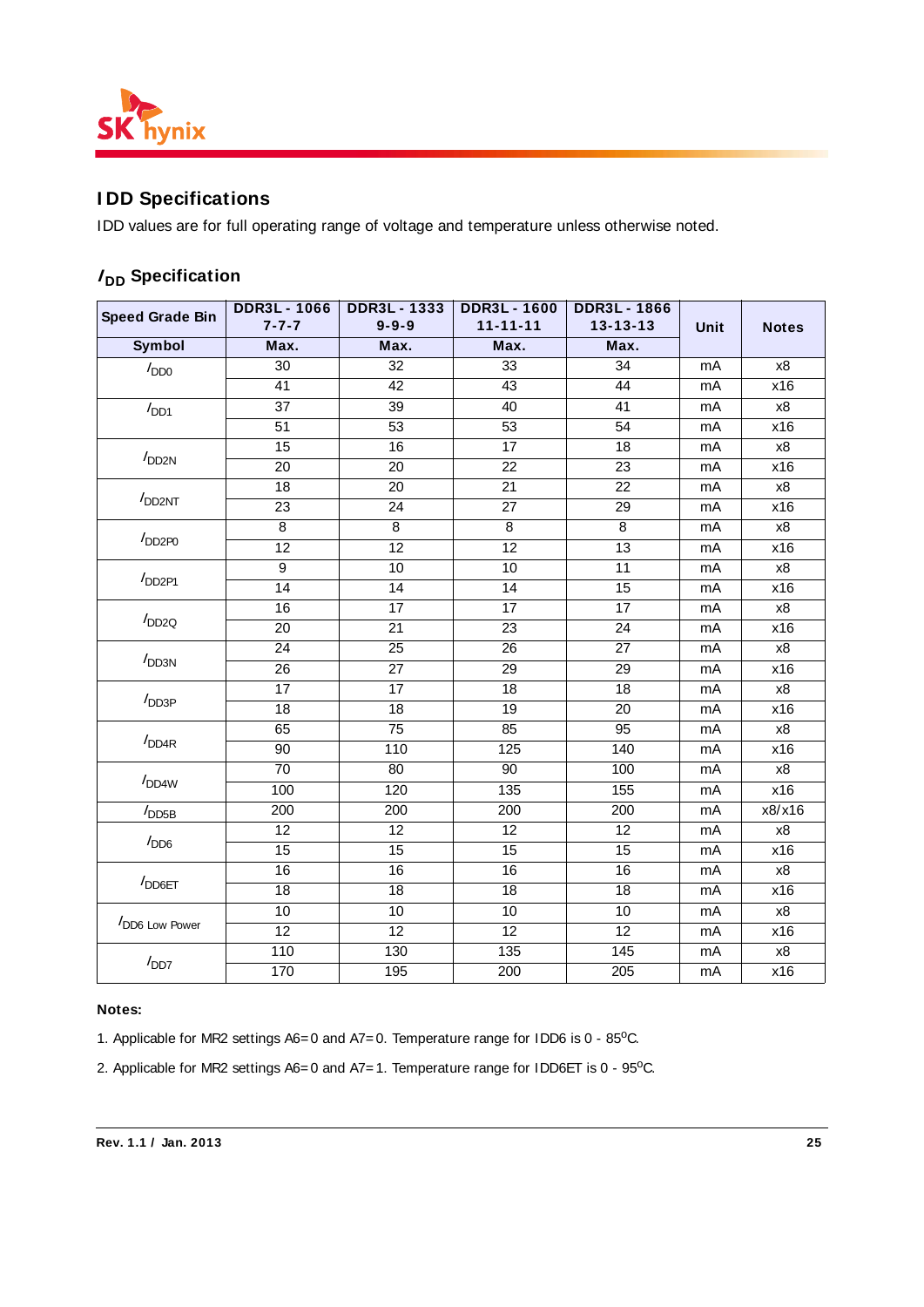## IDD Specifications

IDD values are for full operating range of voltage and temperature unless otherwise noted.

### $I_{DD}$ Specification

| Speed Grade Bin | DDR3L - 1066 7-7-7 | DDR3L - 1333 9-9-9 | DDR3L - 1600 11-11-11 | DDR3L - 1866 13-13-13 | Unit | Notes |
|---|---|---|---|---|---|---|
| **Symbol** | **Max.** | **Max.** | **Max.** | **Max.** | | |
| $I_{DD0}$ | 30 | 32 | 33 | 34 | mA | x8 |
| | 41 | 42 | 43 | 44 | mA | x16 |
| $I_{DD1}$ | 37 | 39 | 40 | 41 | mA | x8 |
| | 51 | 53 | 53 | 54 | mA | x16 |
| $I_{DD2N}$ | 15 | 16 | 17 | 18 | mA | x8 |
| | 20 | 20 | 22 | 23 | mA | x16 |
| $I_{DD2NT}$ | 18 | 20 | 21 | 22 | mA | x8 |
| | 23 | 24 | 27 | 29 | mA | x16 |
| $I_{DD2P0}$ | 8 | 8 | 8 | 8 | mA | x8 |
| | 12 | 12 | 12 | 13 | mA | x16 |
| $I_{DD2P1}$ | 9 | 10 | 10 | 11 | mA | x8 |
| | 14 | 14 | 14 | 15 | mA | x16 |
| $I_{DD2Q}$ | 16 | 17 | 17 | 17 | mA | x8 |
| | 20 | 21 | 23 | 24 | mA | x16 |
| $I_{DD3N}$ | 24 | 25 | 26 | 27 | mA | x8 |
| | 26 | 27 | 29 | 29 | mA | x16 |
| $I_{DD3P}$ | 17 | 17 | 18 | 18 | mA | x8 |
| | 18 | 18 | 19 | 20 | mA | x16 |
| $I_{DD4R}$ | 65 | 75 | 85 | 95 | mA | x8 |
| | 90 | 110 | 125 | 140 | mA | x16 |
| $I_{DD4W}$ | 70 | 80 | 90 | 100 | mA | x8 |
| | 100 | 120 | 135 | 155 | mA | x16 |
| $I_{DD5B}$ | 200 | 200 | 200 | 200 | mA | x8/x16 |
| $I_{DD6}$ | 12 | 12 | 12 | 12 | mA | x8 |
| | 15 | 15 | 15 | 15 | mA | x16 |
| $I_{DD6ET}$ | 16 | 16 | 16 | 16 | mA | x8 |
| | 18 | 18 | 18 | 18 | mA | x16 |
| $I_{DD6\ Low\ Power}$ | 10 | 10 | 10 | 10 | mA | x8 |
| | 12 | 12 | 12 | 12 | mA | x16 |
| $I_{DD7}$ | 110 | 130 | 135 | 145 | mA | x8 |
| | 170 | 195 | 200 | 205 | mA | x16 |

**Notes:**

1. Applicable for MR2 settings A6=0 and A7=0. Temperature range for IDD6 is 0 - 85°C.

2. Applicable for MR2 settings A6=0 and A7=1. Temperature range for IDD6ET is 0 - 95°C.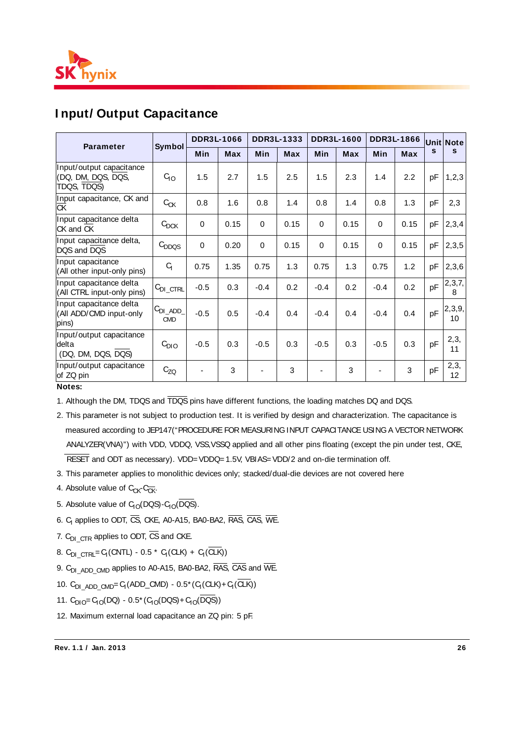## Input/Output Capacitance

| Parameter | Symbol | DDR3L-1066 | | DDR3L-1333 | | DDR3L-1600 | | DDR3L-1866 | | Units | Notes |
|---|---|---|---|---|---|---|---|---|---|---|---|
| | | Min | Max | Min | Max | Min | Max | Min | Max | | |
| Input/output capacitance (DQ, DM, DQS, $\overline{DQS}$, TDQS, $\overline{TDQS}$) | $C_{IO}$ | 1.5 | 2.7 | 1.5 | 2.5 | 1.5 | 2.3 | 1.4 | 2.2 | pF | 1,2,3 |
| Input capacitance, CK and $\overline{CK}$ | $C_{CK}$ | 0.8 | 1.6 | 0.8 | 1.4 | 0.8 | 1.4 | 0.8 | 1.3 | pF | 2,3 |
| Input capacitance delta CK and $\overline{CK}$ | $C_{DCK}$ | 0 | 0.15 | 0 | 0.15 | 0 | 0.15 | 0 | 0.15 | pF | 2,3,4 |
| Input capacitance delta, DQS and $\overline{DQS}$ | $C_{DDQS}$ | 0 | 0.20 | 0 | 0.15 | 0 | 0.15 | 0 | 0.15 | pF | 2,3,5 |
| Input capacitance (All other input-only pins) | $C_I$ | 0.75 | 1.35 | 0.75 | 1.3 | 0.75 | 1.3 | 0.75 | 1.2 | pF | 2,3,6 |
| Input capacitance delta (All CTRL input-only pins) | $C_{DI\_CTRL}$ | -0.5 | 0.3 | -0.4 | 0.2 | -0.4 | 0.2 | -0.4 | 0.2 | pF | 2,3,7, 8 |
| Input capacitance delta (All ADD/CMD input-only pins) | $C_{DI\_ADD\_CMD}$ | -0.5 | 0.5 | -0.4 | 0.4 | -0.4 | 0.4 | -0.4 | 0.4 | pF | 2,3,9, 10 |
| Input/output capacitance delta (DQ, DM, DQS, $\overline{DQS}$) | $C_{DIO}$ | -0.5 | 0.3 | -0.5 | 0.3 | -0.5 | 0.3 | -0.5 | 0.3 | pF | 2,3, 11 |
| Input/output capacitance of ZQ pin | $C_{ZQ}$ | - | 3 | - | 3 | - | 3 | - | 3 | pF | 2,3, 12 |

**Notes:**

1. Although the DM, TDQS and $\overline{TDQS}$ pins have different functions, the loading matches DQ and DQS.
2. This parameter is not subject to production test. It is verified by design and characterization. The capacitance is measured according to JEP147("PROCEDURE FOR MEASURING INPUT CAPACITANCE USING A VECTOR NETWORK ANALYZER(VNA)") with VDD, VDDQ, VSS,VSSQ applied and all other pins floating (except the pin under test, CKE, $\overline{RESET}$ and ODT as necessary). VDD=VDDQ=1.5V, VBIAS=VDD/2 and on-die termination off.
3. This parameter applies to monolithic devices only; stacked/dual-die devices are not covered here
4. Absolute value of $C_{CK}$-$C_{\overline{CK}}$.
5. Absolute value of $C_{IO}$(DQS)-$C_{IO}$($\overline{DQS}$).
6. $C_I$ applies to ODT, $\overline{CS}$, CKE, A0-A15, BA0-BA2, $\overline{RAS}$, $\overline{CAS}$, $\overline{WE}$.
7. $C_{DI\_CTR}$ applies to ODT, $\overline{CS}$ and CKE.
8. $C_{DI\_CTRL}$=$C_I$(CNTL) - 0.5 * $C_I$(CLK) + $C_I$($\overline{CLK}$))
9. $C_{DI\_ADD\_CMD}$ applies to A0-A15, BA0-BA2, $\overline{RAS}$, $\overline{CAS}$ and $\overline{WE}$.
10. $C_{DI\_ADD\_CMD}$=$C_I$(ADD_CMD) - 0.5*($C_I$(CLK)+$C_I$($\overline{CLK}$))
11. $C_{DIO}$=$C_{IO}$(DQ) - 0.5*($C_{IO}$(DQS)+$C_{IO}$($\overline{DQS}$))
12. Maximum external load capacitance an ZQ pin: 5 pF.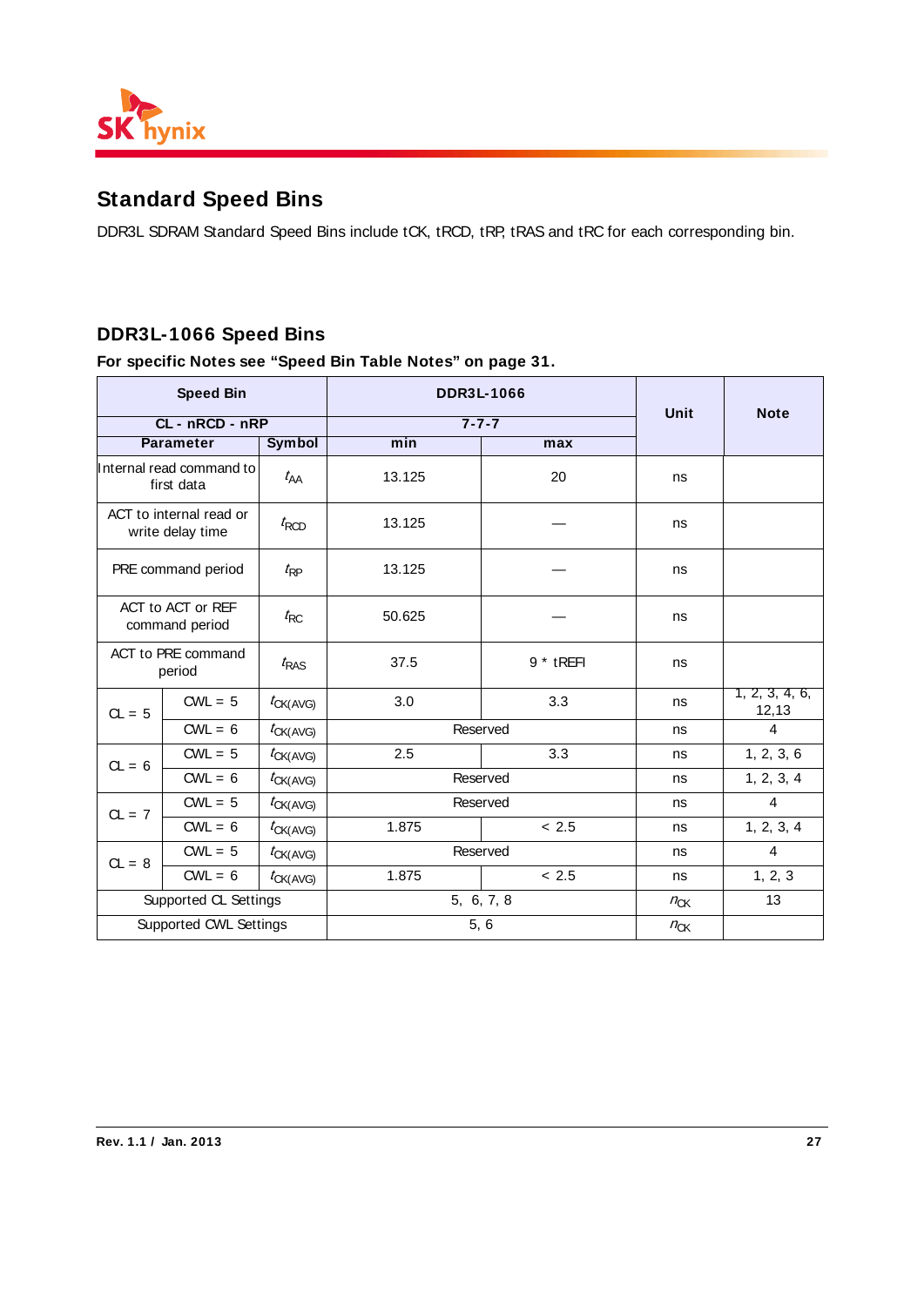## Standard Speed Bins

DDR3L SDRAM Standard Speed Bins include tCK, tRCD, tRP, tRAS and tRC for each corresponding bin.

### DDR3L-1066 Speed Bins

**For specific Notes see "Speed Bin Table Notes" on page 31.**

| Speed Bin | | | DDR3L-1066 | | Unit | Note |
|---|---|---|---|---|---|---|
| CL - nRCD - nRP | | | 7-7-7 | | | |
| Parameter | | Symbol | min | max | | |
| Internal read command to first data | | $t_{AA}$ | 13.125 | 20 | ns | |
| ACT to internal read or write delay time | | $t_{RCD}$ | 13.125 | — | ns | |
| PRE command period | | $t_{RP}$ | 13.125 | — | ns | |
| ACT to ACT or REF command period | | $t_{RC}$ | 50.625 | — | ns | |
| ACT to PRE command period | | $t_{RAS}$ | 37.5 | 9 * tREFI | ns | |
| CL = 5 | CWL = 5 | $t_{CK(AVG)}$ | 3.0 | 3.3 | ns | 1, 2, 3, 4, 6, 12,13 |
| | CWL = 6 | $t_{CK(AVG)}$ | Reserved | | ns | 4 |
| CL = 6 | CWL = 5 | $t_{CK(AVG)}$ | 2.5 | 3.3 | ns | 1, 2, 3, 6 |
| | CWL = 6 | $t_{CK(AVG)}$ | Reserved | | ns | 1, 2, 3, 4 |
| CL = 7 | CWL = 5 | $t_{CK(AVG)}$ | Reserved | | ns | 4 |
| | CWL = 6 | $t_{CK(AVG)}$ | 1.875 | < 2.5 | ns | 1, 2, 3, 4 |
| CL = 8 | CWL = 5 | $t_{CK(AVG)}$ | Reserved | | ns | 4 |
| | CWL = 6 | $t_{CK(AVG)}$ | 1.875 | < 2.5 | ns | 1, 2, 3 |
| Supported CL Settings | | | 5, 6, 7, 8 | | $n_{CK}$ | 13 |
| Supported CWL Settings | | | 5, 6 | | $n_{CK}$ | |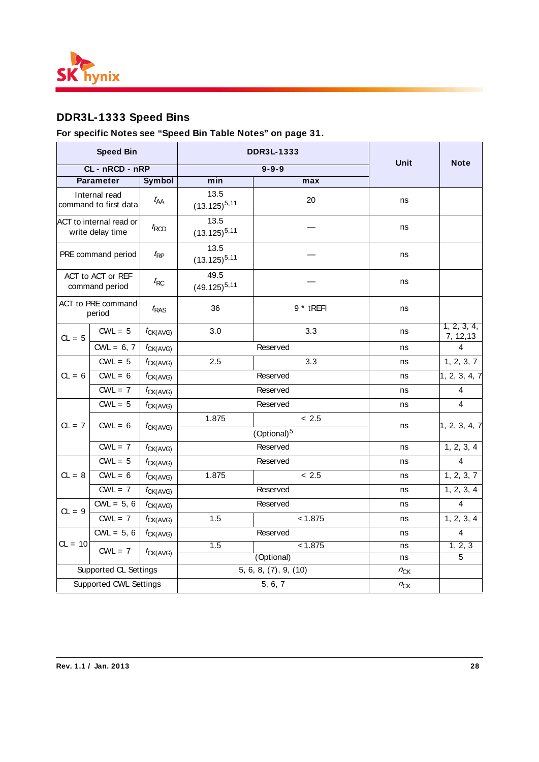## DDR3L-1333 Speed Bins

**For specific Notes see "Speed Bin Table Notes" on page 31.**

| Speed Bin | | | DDR3L-1333 | | Unit | Note |
|---|---|---|---|---|---|---|
| CL - nRCD - nRP | | | 9-9-9 | | | |
| Parameter | | Symbol | min | max | | |
| Internal read command to first data | | $t_{AA}$ | 13.5 (13.125)[5,11] | 20 | ns | |
| ACT to internal read or write delay time | | $t_{RCD}$ | 13.5 (13.125)[5,11] | — | ns | |
| PRE command period | | $t_{RP}$ | 13.5 (13.125)[5,11] | — | ns | |
| ACT to ACT or REF command period | | $t_{RC}$ | 49.5 (49.125)[5,11] | — | ns | |
| ACT to PRE command period | | $t_{RAS}$ | 36 | 9 * tREFI | ns | |
| CL = 5 | CWL = 5 | $t_{CK(AVG)}$ | 3.0 | 3.3 | ns | 1, 2, 3, 4, 7, 12,13 |
| | CWL = 6, 7 | $t_{CK(AVG)}$ | Reserved | | ns | 4 |
| CL = 6 | CWL = 5 | $t_{CK(AVG)}$ | 2.5 | 3.3 | ns | 1, 2, 3, 7 |
| | CWL = 6 | $t_{CK(AVG)}$ | Reserved | | ns | 1, 2, 3, 4, 7 |
| | CWL = 7 | $t_{CK(AVG)}$ | Reserved | | ns | 4 |
| CL = 7 | CWL = 5 | $t_{CK(AVG)}$ | Reserved | | ns | 4 |
| | CWL = 6 | $t_{CK(AVG)}$ | 1.875 | < 2.5 | ns | 1, 2, 3, 4, 7 |
| | | | (Optional)[5] | | | |
| | CWL = 7 | $t_{CK(AVG)}$ | Reserved | | ns | 1, 2, 3, 4 |
| CL = 8 | CWL = 5 | $t_{CK(AVG)}$ | Reserved | | ns | 4 |
| | CWL = 6 | $t_{CK(AVG)}$ | 1.875 | < 2.5 | ns | 1, 2, 3, 7 |
| | CWL = 7 | $t_{CK(AVG)}$ | Reserved | | ns | 1, 2, 3, 4 |
| CL = 9 | CWL = 5, 6 | $t_{CK(AVG)}$ | Reserved | | ns | 4 |
| | CWL = 7 | $t_{CK(AVG)}$ | 1.5 | <1.875 | ns | 1, 2, 3, 4 |
| CL = 10 | CWL = 5, 6 | $t_{CK(AVG)}$ | Reserved | | ns | 4 |
| | CWL = 7 | $t_{CK(AVG)}$ | 1.5 | <1.875 | ns | 1, 2, 3 |
| | | | (Optional) | | ns | 5 |
| Supported CL Settings | | | 5, 6, 8, (7), 9, (10) | | $n_{CK}$ | |
| Supported CWL Settings | | | 5, 6, 7 | | $n_{CK}$ | |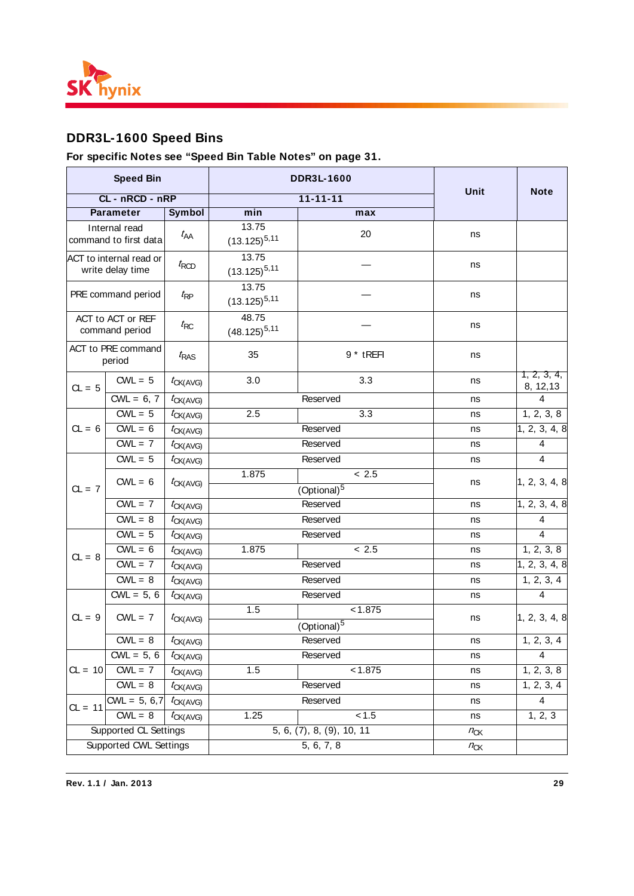## DDR3L-1600 Speed Bins

**For specific Notes see “Speed Bin Table Notes” on page 31.**

| Speed Bin | | | DDR3L-1600 | | Unit | Note |
|---|---|---|---|---|---|---|
| CL - nRCD - nRP | | | 11-11-11 | | | |
| Parameter | | Symbol | min | max | | |
| Internal read command to first data | | $t_{AA}$ | 13.75 (13.125)[5,11] | 20 | ns | |
| ACT to internal read or write delay time | | $t_{RCD}$ | 13.75 (13.125)[5,11] | — | ns | |
| PRE command period | | $t_{RP}$ | 13.75 (13.125)[5,11] | — | ns | |
| ACT to ACT or REF command period | | $t_{RC}$ | 48.75 (48.125)[5,11] | — | ns | |
| ACT to PRE command period | | $t_{RAS}$ | 35 | 9 * tREFI | ns | |
| CL = 5 | CWL = 5 | $t_{CK(AVG)}$ | 3.0 | 3.3 | ns | 1, 2, 3, 4, 8, 12,13 |
| | CWL = 6, 7 | $t_{CK(AVG)}$ | Reserved | | ns | 4 |
| CL = 6 | CWL = 5 | $t_{CK(AVG)}$ | 2.5 | 3.3 | ns | 1, 2, 3, 8 |
| | CWL = 6 | $t_{CK(AVG)}$ | Reserved | | ns | 1, 2, 3, 4, 8 |
| | CWL = 7 | $t_{CK(AVG)}$ | Reserved | | ns | 4 |
| CL = 7 | CWL = 5 | $t_{CK(AVG)}$ | Reserved | | ns | 4 |
| | CWL = 6 | $t_{CK(AVG)}$ | 1.875 | < 2.5 | ns | 1, 2, 3, 4, 8 |
| | | | (Optional)[5] | | | |
| | CWL = 7 | $t_{CK(AVG)}$ | Reserved | | ns | 1, 2, 3, 4, 8 |
| | CWL = 8 | $t_{CK(AVG)}$ | Reserved | | ns | 4 |
| CL = 8 | CWL = 5 | $t_{CK(AVG)}$ | Reserved | | ns | 4 |
| | CWL = 6 | $t_{CK(AVG)}$ | 1.875 | < 2.5 | ns | 1, 2, 3, 8 |
| | CWL = 7 | $t_{CK(AVG)}$ | Reserved | | ns | 1, 2, 3, 4, 8 |
| | CWL = 8 | $t_{CK(AVG)}$ | Reserved | | ns | 1, 2, 3, 4 |
| CL = 9 | CWL = 5, 6 | $t_{CK(AVG)}$ | Reserved | | ns | 4 |
| | CWL = 7 | $t_{CK(AVG)}$ | 1.5 | <1.875 | ns | 1, 2, 3, 4, 8 |
| | | | (Optional)[5] | | | |
| | CWL = 8 | $t_{CK(AVG)}$ | Reserved | | ns | 1, 2, 3, 4 |
| CL = 10 | CWL = 5, 6 | $t_{CK(AVG)}$ | Reserved | | ns | 4 |
| | CWL = 7 | $t_{CK(AVG)}$ | 1.5 | <1.875 | ns | 1, 2, 3, 8 |
| | CWL = 8 | $t_{CK(AVG)}$ | Reserved | | ns | 1, 2, 3, 4 |
| CL = 11 | CWL = 5, 6,7 | $t_{CK(AVG)}$ | Reserved | | ns | 4 |
| | CWL = 8 | $t_{CK(AVG)}$ | 1.25 | <1.5 | ns | 1, 2, 3 |
| Supported CL Settings | | | 5, 6, (7), 8, (9), 10, 11 | | $n_{CK}$ | |
| Supported CWL Settings | | | 5, 6, 7, 8 | | $n_{CK}$ | |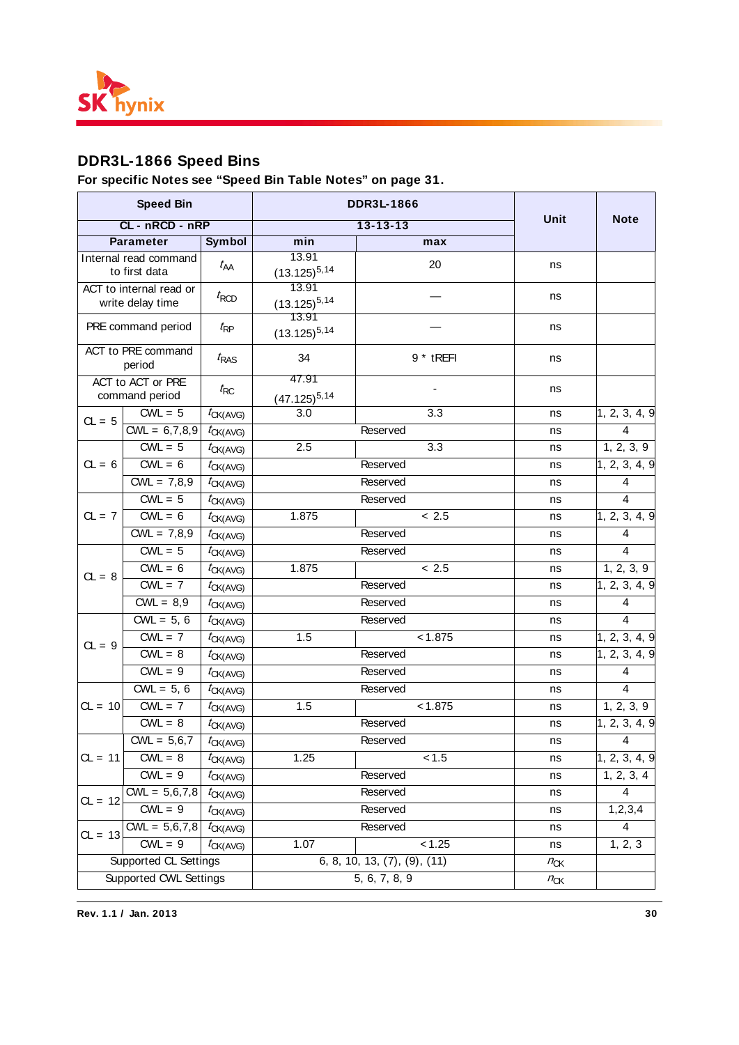## DDR3L-1866 Speed Bins

**For specific Notes see “Speed Bin Table Notes” on page 31.**

| Speed Bin | | | DDR3L-1866 | | Unit | Note |
|---|---|---|---|---|---|---|
| CL - nRCD - nRP | | | 13-13-13 | | | |
| Parameter | | Symbol | min | max | | |
| Internal read command to first data | | $t_{AA}$ | 13.91 (13.125)[5,14] | 20 | ns | |
| ACT to internal read or write delay time | | $t_{RCD}$ | 13.91 (13.125)[5,14] | — | ns | |
| PRE command period | | $t_{RP}$ | 13.91 (13.125)[5,14] | — | ns | |
| ACT to PRE command period | | $t_{RAS}$ | 34 | 9 * tREFI | ns | |
| ACT to ACT or PRE command period | | $t_{RC}$ | 47.91 (47.125)[5,14] | - | ns | |
| CL = 5 | CWL = 5 | $t_{CK(AVG)}$ | 3.0 | 3.3 | ns | 1, 2, 3, 4, 9 |
| | CWL = 6,7,8,9 | $t_{CK(AVG)}$ | Reserved | | ns | 4 |
| CL = 6 | CWL = 5 | $t_{CK(AVG)}$ | 2.5 | 3.3 | ns | 1, 2, 3, 9 |
| | CWL = 6 | $t_{CK(AVG)}$ | Reserved | | ns | 1, 2, 3, 4, 9 |
| | CWL = 7,8,9 | $t_{CK(AVG)}$ | Reserved | | ns | 4 |
| CL = 7 | CWL = 5 | $t_{CK(AVG)}$ | Reserved | | ns | 4 |
| | CWL = 6 | $t_{CK(AVG)}$ | 1.875 | < 2.5 | ns | 1, 2, 3, 4, 9 |
| | CWL = 7,8,9 | $t_{CK(AVG)}$ | Reserved | | ns | 4 |
| CL = 8 | CWL = 5 | $t_{CK(AVG)}$ | Reserved | | ns | 4 |
| | CWL = 6 | $t_{CK(AVG)}$ | 1.875 | < 2.5 | ns | 1, 2, 3, 9 |
| | CWL = 7 | $t_{CK(AVG)}$ | Reserved | | ns | 1, 2, 3, 4, 9 |
| | CWL = 8,9 | $t_{CK(AVG)}$ | Reserved | | ns | 4 |
| CL = 9 | CWL = 5, 6 | $t_{CK(AVG)}$ | Reserved | | ns | 4 |
| | CWL = 7 | $t_{CK(AVG)}$ | 1.5 | <1.875 | ns | 1, 2, 3, 4, 9 |
| | CWL = 8 | $t_{CK(AVG)}$ | Reserved | | ns | 1, 2, 3, 4, 9 |
| | CWL = 9 | $t_{CK(AVG)}$ | Reserved | | ns | 4 |
| CL = 10 | CWL = 5, 6 | $t_{CK(AVG)}$ | Reserved | | ns | 4 |
| | CWL = 7 | $t_{CK(AVG)}$ | 1.5 | <1.875 | ns | 1, 2, 3, 9 |
| | CWL = 8 | $t_{CK(AVG)}$ | Reserved | | ns | 1, 2, 3, 4, 9 |
| CL = 11 | CWL = 5,6,7 | $t_{CK(AVG)}$ | Reserved | | ns | 4 |
| | CWL = 8 | $t_{CK(AVG)}$ | 1.25 | <1.5 | ns | 1, 2, 3, 4, 9 |
| | CWL = 9 | $t_{CK(AVG)}$ | Reserved | | ns | 1, 2, 3, 4 |
| CL = 12 | CWL = 5,6,7,8 | $t_{CK(AVG)}$ | Reserved | | ns | 4 |
| | CWL = 9 | $t_{CK(AVG)}$ | Reserved | | ns | 1,2,3,4 |
| CL = 13 | CWL = 5,6,7,8 | $t_{CK(AVG)}$ | Reserved | | ns | 4 |
| | CWL = 9 | $t_{CK(AVG)}$ | 1.07 | <1.25 | ns | 1, 2, 3 |
| Supported CL Settings | | | 6, 8, 10, 13, (7), (9), (11) | | $n_{CK}$ | |
| Supported CWL Settings | | | 5, 6, 7, 8, 9 | | $n_{CK}$ | |

Rev. 1.1 / Jan. 2013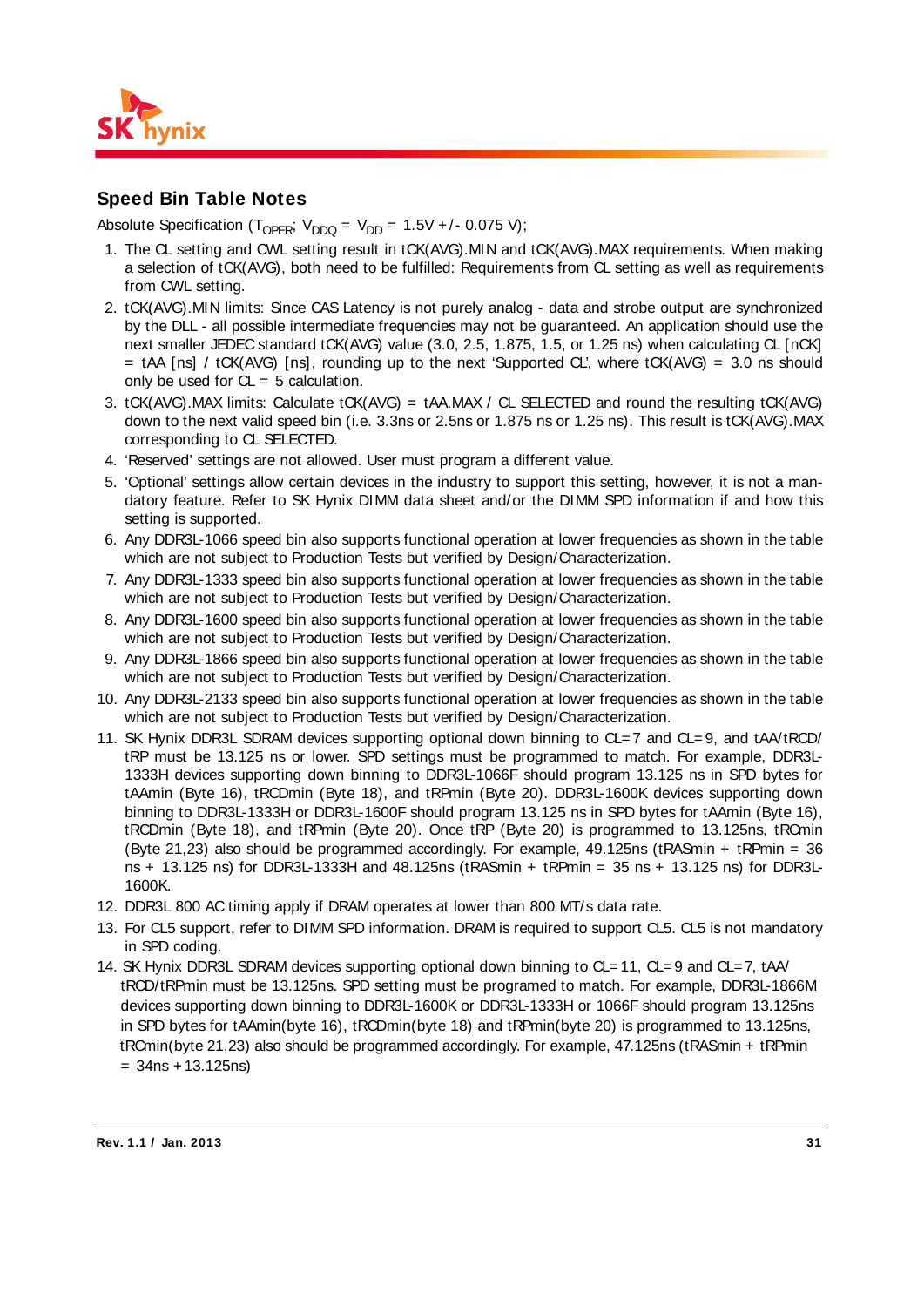## Speed Bin Table Notes

Absolute Specification ($T_{OPER}$; $V_{DDQ}$ = $V_{DD}$ = 1.5V +/- 0.075 V);

1. The CL setting and CWL setting result in tCK(AVG).MIN and tCK(AVG).MAX requirements. When making a selection of tCK(AVG), both need to be fulfilled: Requirements from CL setting as well as requirements from CWL setting.
2. tCK(AVG).MIN limits: Since CAS Latency is not purely analog - data and strobe output are synchronized by the DLL - all possible intermediate frequencies may not be guaranteed. An application should use the next smaller JEDEC standard tCK(AVG) value (3.0, 2.5, 1.875, 1.5, or 1.25 ns) when calculating CL [nCK] = tAA [ns] / tCK(AVG) [ns], rounding up to the next 'Supported CL', where tCK(AVG) = 3.0 ns should only be used for CL = 5 calculation.
3. tCK(AVG).MAX limits: Calculate tCK(AVG) = tAA.MAX / CL SELECTED and round the resulting tCK(AVG) down to the next valid speed bin (i.e. 3.3ns or 2.5ns or 1.875 ns or 1.25 ns). This result is tCK(AVG).MAX corresponding to CL SELECTED.
4. 'Reserved' settings are not allowed. User must program a different value.
5. 'Optional' settings allow certain devices in the industry to support this setting, however, it is not a mandatory feature. Refer to SK Hynix DIMM data sheet and/or the DIMM SPD information if and how this setting is supported.
6. Any DDR3L-1066 speed bin also supports functional operation at lower frequencies as shown in the table which are not subject to Production Tests but verified by Design/Characterization.
7. Any DDR3L-1333 speed bin also supports functional operation at lower frequencies as shown in the table which are not subject to Production Tests but verified by Design/Characterization.
8. Any DDR3L-1600 speed bin also supports functional operation at lower frequencies as shown in the table which are not subject to Production Tests but verified by Design/Characterization.
9. Any DDR3L-1866 speed bin also supports functional operation at lower frequencies as shown in the table which are not subject to Production Tests but verified by Design/Characterization.
10. Any DDR3L-2133 speed bin also supports functional operation at lower frequencies as shown in the table which are not subject to Production Tests but verified by Design/Characterization.
11. SK Hynix DDR3L SDRAM devices supporting optional down binning to CL=7 and CL=9, and tAA/tRCD/tRP must be 13.125 ns or lower. SPD settings must be programmed to match. For example, DDR3L-1333H devices supporting down binning to DDR3L-1066F should program 13.125 ns in SPD bytes for tAAmin (Byte 16), tRCDmin (Byte 18), and tRPmin (Byte 20). DDR3L-1600K devices supporting down binning to DDR3L-1333H or DDR3L-1600F should program 13.125 ns in SPD bytes for tAAmin (Byte 16), tRCDmin (Byte 18), and tRPmin (Byte 20). Once tRP (Byte 20) is programmed to 13.125ns, tRCmin (Byte 21,23) also should be programmed accordingly. For example, 49.125ns (tRASmin + tRPmin = 36 ns + 13.125 ns) for DDR3L-1333H and 48.125ns (tRASmin + tRPmin = 35 ns + 13.125 ns) for DDR3L-1600K.
12. DDR3L 800 AC timing apply if DRAM operates at lower than 800 MT/s data rate.
13. For CL5 support, refer to DIMM SPD information. DRAM is required to support CL5. CL5 is not mandatory in SPD coding.
14. SK Hynix DDR3L SDRAM devices supporting optional down binning to CL=11, CL=9 and CL=7, tAA/tRCD/tRPmin must be 13.125ns. SPD setting must be programed to match. For example, DDR3L-1866M devices supporting down binning to DDR3L-1600K or DDR3L-1333H or 1066F should program 13.125ns in SPD bytes for tAAmin(byte 16), tRCDmin(byte 18) and tRPmin(byte 20) is programmed to 13.125ns, tRCmin(byte 21,23) also should be programmed accordingly. For example, 47.125ns (tRASmin + tRPmin = 34ns + 13.125ns)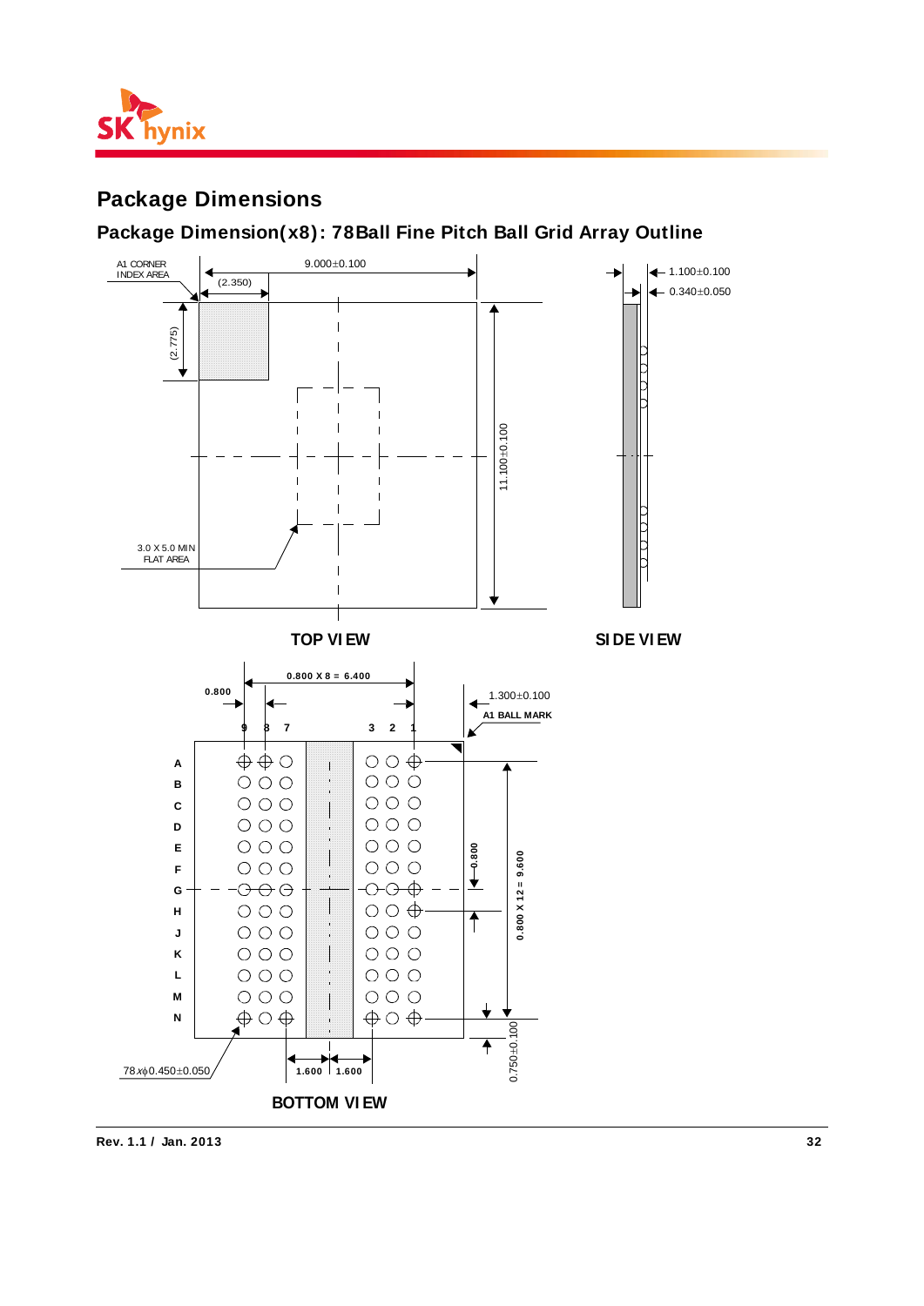## Package Dimensions

### Package Dimension(x8): 78Ball Fine Pitch Ball Grid Array Outline

A1 CORNER INDEX AREA

9.000±0.100

(2.350)

(2.775)

11.100±0.100

3.0 X 5.0 MIN FLAT AREA

1.100±0.100

0.340±0.050

**TOP VIEW**

**SIDE VIEW**

**0.800 X 8 = 6.400**

**0.800**

**9 8 7 3 2 1**

1.300±0.100

**A1 BALL MARK**

**A B C D E F G H J K L M N**

**0.800**

**0.800 X 12 = 9.600**

0.750±0.100

78xϕ0.450±0.050

**1.600 1.600**

**BOTTOM VIEW**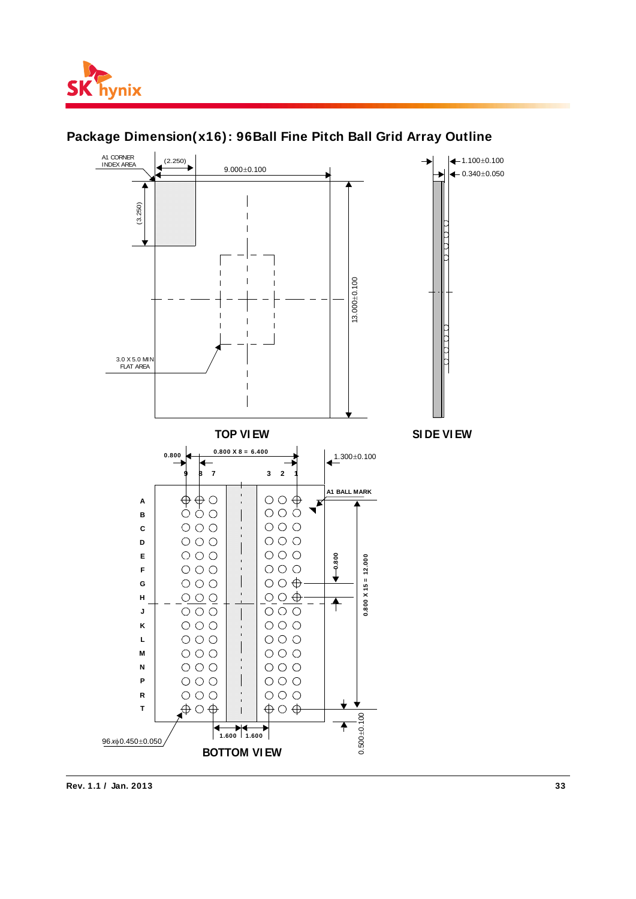## Package Dimension(x16): 96Ball Fine Pitch Ball Grid Array Outline

A1 CORNER INDEX AREA

(2.250)

9.000±0.100

(3.250)

13.000±0.100

3.0 X 5.0 MIN FLAT AREA

1.100±0.100

0.340±0.050

TOP VIEW

SIDE VIEW

0.800

0.800 X 8 = 6.400

1.300±0.100

9 8 7 3 2 1

A1 BALL MARK

A B C D E F G H J K L M N P R T

0.800

0.800 X 15 = 12.000

1.600 1.600

0.500±0.100

96xϕ0.450±0.050

BOTTOM VIEW